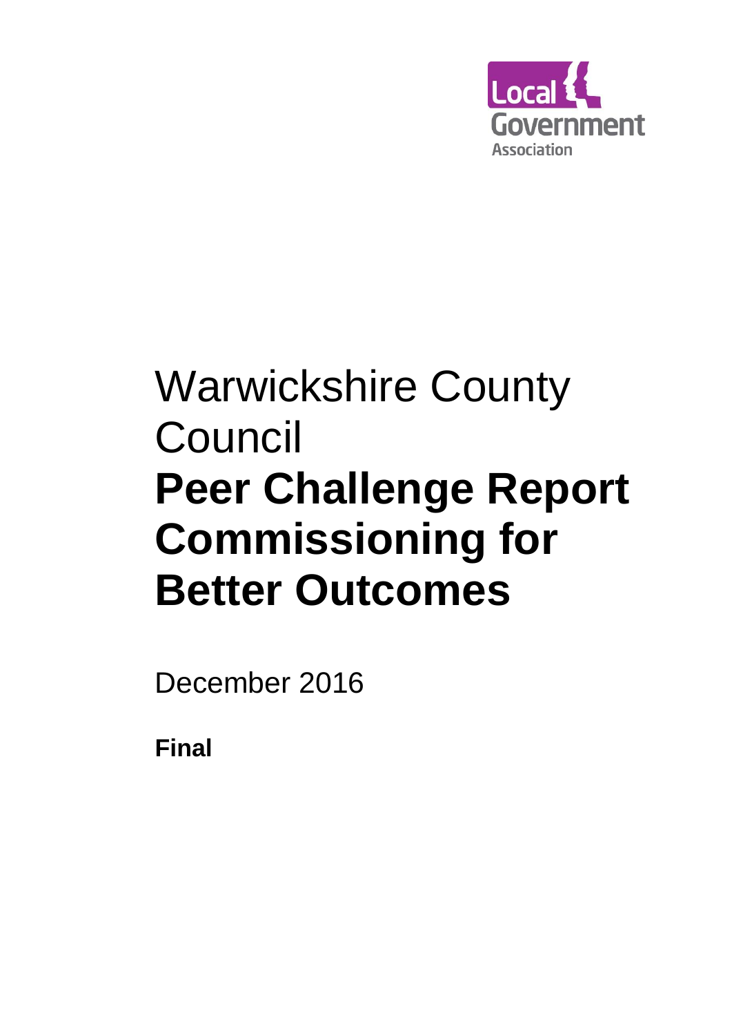Local Government Association

# Warwickshire County Council

# **Peer Challenge Report Commissioning for Better Outcomes**

December 2016

**Final**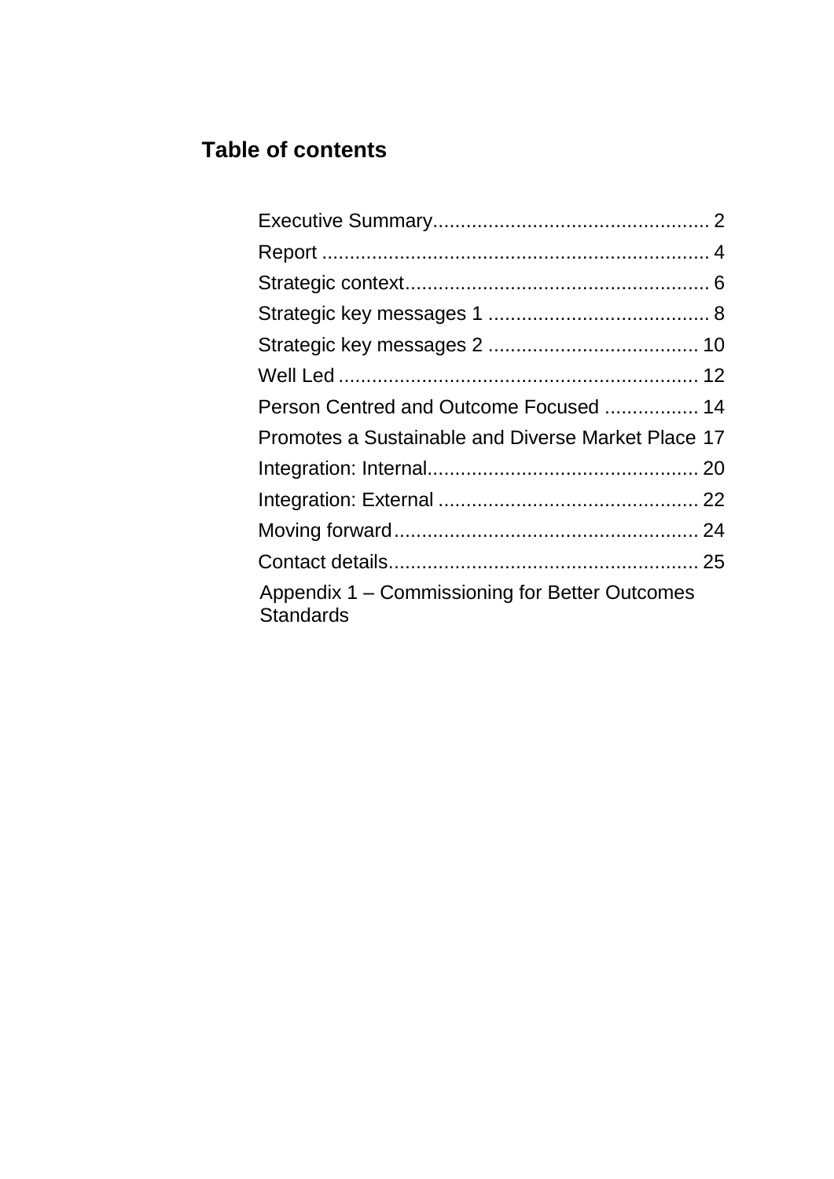## Table of contents

| | |
|---|---|
| Executive Summary | 2 |
| Report | 4 |
| Strategic context | 6 |
| Strategic key messages 1 | 8 |
| Strategic key messages 2 | 10 |
| Well Led | 12 |
| Person Centred and Outcome Focused | 14 |
| Promotes a Sustainable and Diverse Market Place | 17 |
| Integration: Internal | 20 |
| Integration: External | 22 |
| Moving forward | 24 |
| Contact details | 25 |
| Appendix 1 – Commissioning for Better Outcomes Standards | |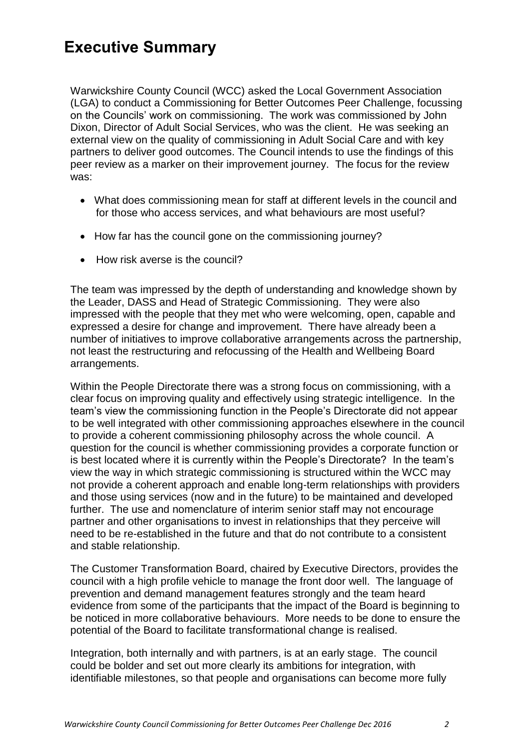# Executive Summary

Warwickshire County Council (WCC) asked the Local Government Association (LGA) to conduct a Commissioning for Better Outcomes Peer Challenge, focussing on the Councils' work on commissioning. The work was commissioned by John Dixon, Director of Adult Social Services, who was the client. He was seeking an external view on the quality of commissioning in Adult Social Care and with key partners to deliver good outcomes. The Council intends to use the findings of this peer review as a marker on their improvement journey. The focus for the review was:

- What does commissioning mean for staff at different levels in the council and for those who access services, and what behaviours are most useful?
- How far has the council gone on the commissioning journey?
- How risk averse is the council?

The team was impressed by the depth of understanding and knowledge shown by the Leader, DASS and Head of Strategic Commissioning. They were also impressed with the people that they met who were welcoming, open, capable and expressed a desire for change and improvement. There have already been a number of initiatives to improve collaborative arrangements across the partnership, not least the restructuring and refocussing of the Health and Wellbeing Board arrangements.

Within the People Directorate there was a strong focus on commissioning, with a clear focus on improving quality and effectively using strategic intelligence. In the team's view the commissioning function in the People's Directorate did not appear to be well integrated with other commissioning approaches elsewhere in the council to provide a coherent commissioning philosophy across the whole council. A question for the council is whether commissioning provides a corporate function or is best located where it is currently within the People's Directorate? In the team's view the way in which strategic commissioning is structured within the WCC may not provide a coherent approach and enable long-term relationships with providers and those using services (now and in the future) to be maintained and developed further. The use and nomenclature of interim senior staff may not encourage partner and other organisations to invest in relationships that they perceive will need to be re-established in the future and that do not contribute to a consistent and stable relationship.

The Customer Transformation Board, chaired by Executive Directors, provides the council with a high profile vehicle to manage the front door well. The language of prevention and demand management features strongly and the team heard evidence from some of the participants that the impact of the Board is beginning to be noticed in more collaborative behaviours. More needs to be done to ensure the potential of the Board to facilitate transformational change is realised.

Integration, both internally and with partners, is at an early stage. The council could be bolder and set out more clearly its ambitions for integration, with identifiable milestones, so that people and organisations can become more fully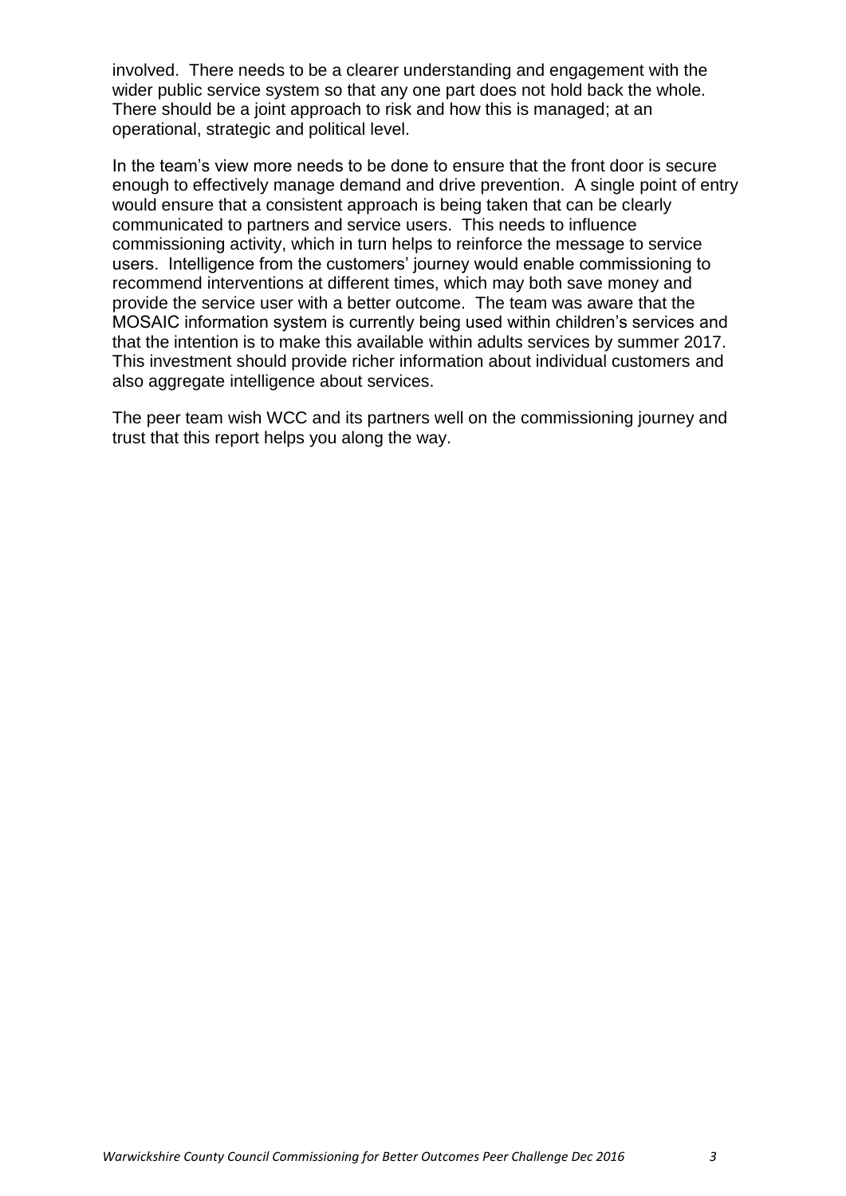involved. There needs to be a clearer understanding and engagement with the wider public service system so that any one part does not hold back the whole. There should be a joint approach to risk and how this is managed; at an operational, strategic and political level.

In the team's view more needs to be done to ensure that the front door is secure enough to effectively manage demand and drive prevention. A single point of entry would ensure that a consistent approach is being taken that can be clearly communicated to partners and service users. This needs to influence commissioning activity, which in turn helps to reinforce the message to service users. Intelligence from the customers' journey would enable commissioning to recommend interventions at different times, which may both save money and provide the service user with a better outcome. The team was aware that the MOSAIC information system is currently being used within children's services and that the intention is to make this available within adults services by summer 2017. This investment should provide richer information about individual customers and also aggregate intelligence about services.

The peer team wish WCC and its partners well on the commissioning journey and trust that this report helps you along the way.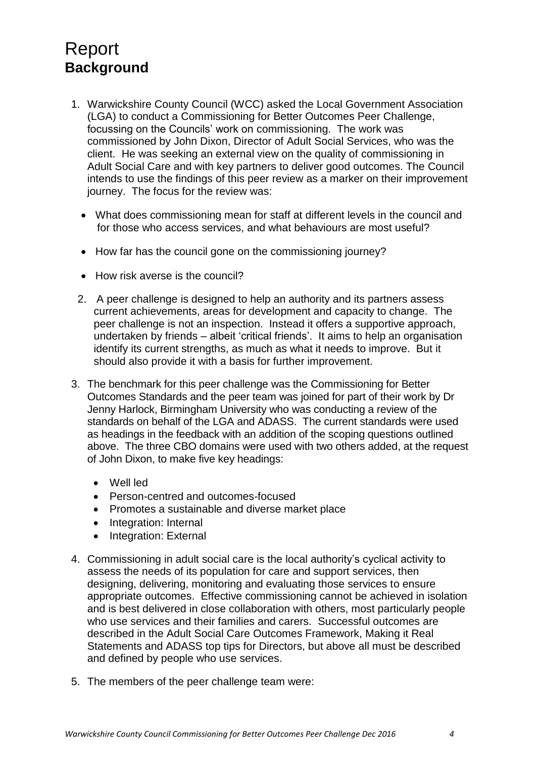# Report

## Background

1. Warwickshire County Council (WCC) asked the Local Government Association (LGA) to conduct a Commissioning for Better Outcomes Peer Challenge, focussing on the Councils' work on commissioning. The work was commissioned by John Dixon, Director of Adult Social Services, who was the client. He was seeking an external view on the quality of commissioning in Adult Social Care and with key partners to deliver good outcomes. The Council intends to use the findings of this peer review as a marker on their improvement journey. The focus for the review was:

   - What does commissioning mean for staff at different levels in the council and for those who access services, and what behaviours are most useful?
   - How far has the council gone on the commissioning journey?
   - How risk averse is the council?

2. A peer challenge is designed to help an authority and its partners assess current achievements, areas for development and capacity to change. The peer challenge is not an inspection. Instead it offers a supportive approach, undertaken by friends – albeit 'critical friends'. It aims to help an organisation identify its current strengths, as much as what it needs to improve. But it should also provide it with a basis for further improvement.

3. The benchmark for this peer challenge was the Commissioning for Better Outcomes Standards and the peer team was joined for part of their work by Dr Jenny Harlock, Birmingham University who was conducting a review of the standards on behalf of the LGA and ADASS. The current standards were used as headings in the feedback with an addition of the scoping questions outlined above. The three CBO domains were used with two others added, at the request of John Dixon, to make five key headings:

   - Well led
   - Person-centred and outcomes-focused
   - Promotes a sustainable and diverse market place
   - Integration: Internal
   - Integration: External

4. Commissioning in adult social care is the local authority's cyclical activity to assess the needs of its population for care and support services, then designing, delivering, monitoring and evaluating those services to ensure appropriate outcomes. Effective commissioning cannot be achieved in isolation and is best delivered in close collaboration with others, most particularly people who use services and their families and carers. Successful outcomes are described in the Adult Social Care Outcomes Framework, Making it Real Statements and ADASS top tips for Directors, but above all must be described and defined by people who use services.

5. The members of the peer challenge team were: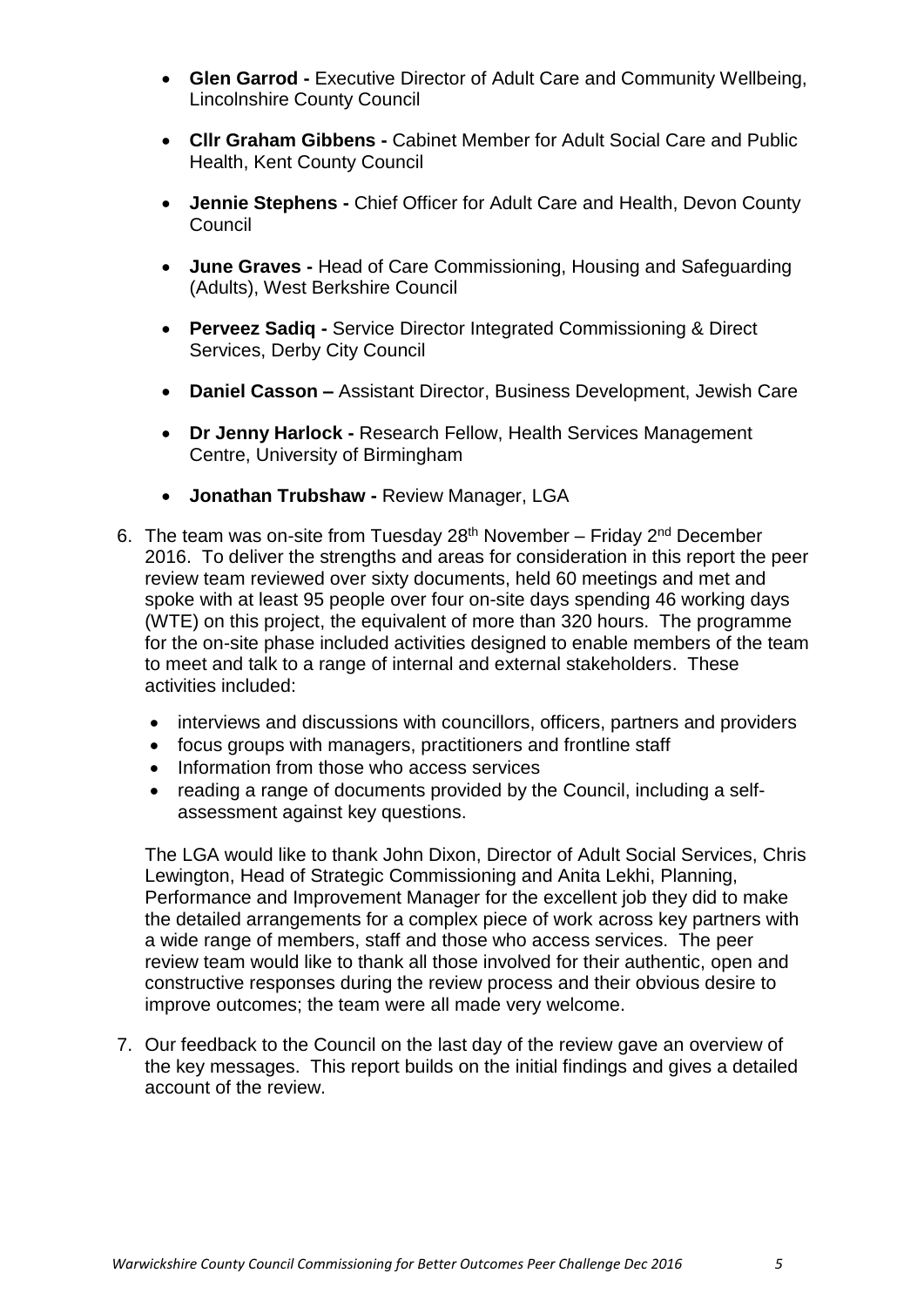- **Glen Garrod -** Executive Director of Adult Care and Community Wellbeing, Lincolnshire County Council

- **Cllr Graham Gibbens -** Cabinet Member for Adult Social Care and Public Health, Kent County Council

- **Jennie Stephens -** Chief Officer for Adult Care and Health, Devon County Council

- **June Graves -** Head of Care Commissioning, Housing and Safeguarding (Adults), West Berkshire Council

- **Perveez Sadiq -** Service Director Integrated Commissioning & Direct Services, Derby City Council

- **Daniel Casson –** Assistant Director, Business Development, Jewish Care

- **Dr Jenny Harlock -** Research Fellow, Health Services Management Centre, University of Birmingham

- **Jonathan Trubshaw -** Review Manager, LGA

6. The team was on-site from Tuesday 28th November – Friday 2nd December 2016. To deliver the strengths and areas for consideration in this report the peer review team reviewed over sixty documents, held 60 meetings and met and spoke with at least 95 people over four on-site days spending 46 working days (WTE) on this project, the equivalent of more than 320 hours. The programme for the on-site phase included activities designed to enable members of the team to meet and talk to a range of internal and external stakeholders. These activities included:

   - interviews and discussions with councillors, officers, partners and providers
   - focus groups with managers, practitioners and frontline staff
   - Information from those who access services
   - reading a range of documents provided by the Council, including a self-assessment against key questions.

   The LGA would like to thank John Dixon, Director of Adult Social Services, Chris Lewington, Head of Strategic Commissioning and Anita Lekhi, Planning, Performance and Improvement Manager for the excellent job they did to make the detailed arrangements for a complex piece of work across key partners with a wide range of members, staff and those who access services. The peer review team would like to thank all those involved for their authentic, open and constructive responses during the review process and their obvious desire to improve outcomes; the team were all made very welcome.

7. Our feedback to the Council on the last day of the review gave an overview of the key messages. This report builds on the initial findings and gives a detailed account of the review.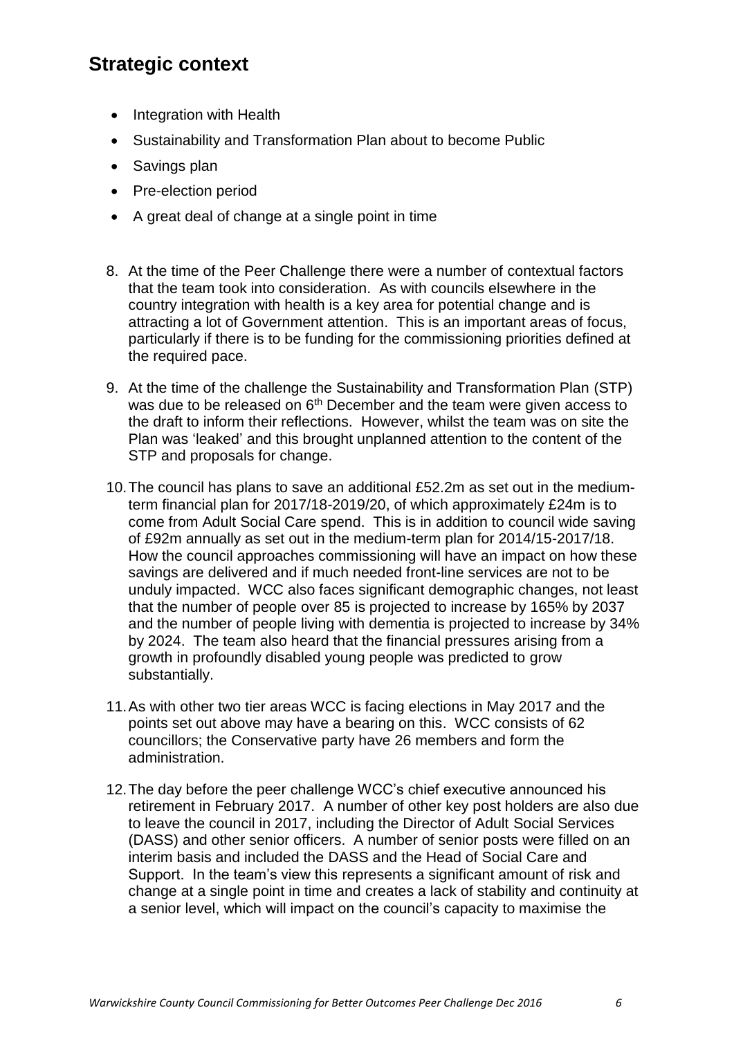## Strategic context

- Integration with Health
- Sustainability and Transformation Plan about to become Public
- Savings plan
- Pre-election period
- A great deal of change at a single point in time

8. At the time of the Peer Challenge there were a number of contextual factors that the team took into consideration. As with councils elsewhere in the country integration with health is a key area for potential change and is attracting a lot of Government attention. This is an important areas of focus, particularly if there is to be funding for the commissioning priorities defined at the required pace.

9. At the time of the challenge the Sustainability and Transformation Plan (STP) was due to be released on 6th December and the team were given access to the draft to inform their reflections. However, whilst the team was on site the Plan was 'leaked' and this brought unplanned attention to the content of the STP and proposals for change.

10. The council has plans to save an additional £52.2m as set out in the medium-term financial plan for 2017/18-2019/20, of which approximately £24m is to come from Adult Social Care spend. This is in addition to council wide saving of £92m annually as set out in the medium-term plan for 2014/15-2017/18. How the council approaches commissioning will have an impact on how these savings are delivered and if much needed front-line services are not to be unduly impacted. WCC also faces significant demographic changes, not least that the number of people over 85 is projected to increase by 165% by 2037 and the number of people living with dementia is projected to increase by 34% by 2024. The team also heard that the financial pressures arising from a growth in profoundly disabled young people was predicted to grow substantially.

11. As with other two tier areas WCC is facing elections in May 2017 and the points set out above may have a bearing on this. WCC consists of 62 councillors; the Conservative party have 26 members and form the administration.

12. The day before the peer challenge WCC's chief executive announced his retirement in February 2017. A number of other key post holders are also due to leave the council in 2017, including the Director of Adult Social Services (DASS) and other senior officers. A number of senior posts were filled on an interim basis and included the DASS and the Head of Social Care and Support. In the team's view this represents a significant amount of risk and change at a single point in time and creates a lack of stability and continuity at a senior level, which will impact on the council's capacity to maximise the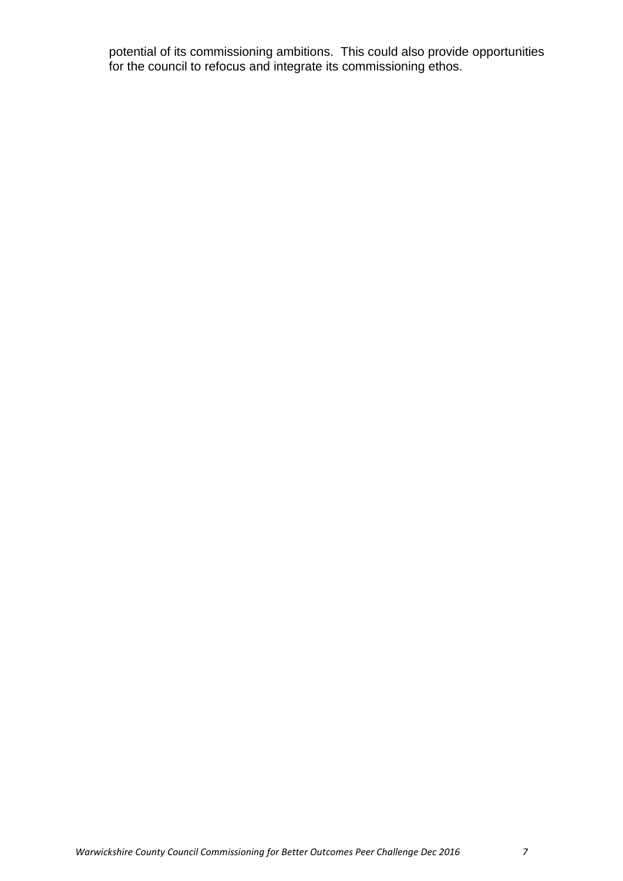potential of its commissioning ambitions. This could also provide opportunities for the council to refocus and integrate its commissioning ethos.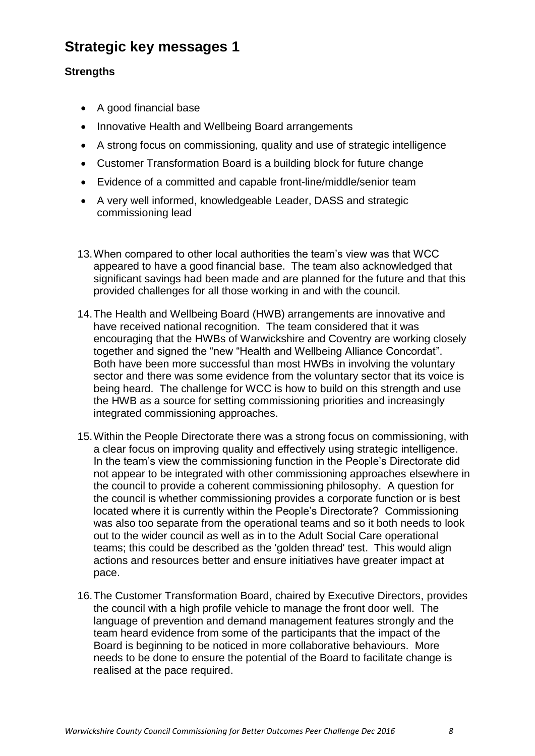# Strategic key messages 1

**Strengths**

- A good financial base
- Innovative Health and Wellbeing Board arrangements
- A strong focus on commissioning, quality and use of strategic intelligence
- Customer Transformation Board is a building block for future change
- Evidence of a committed and capable front-line/middle/senior team
- A very well informed, knowledgeable Leader, DASS and strategic commissioning lead

13. When compared to other local authorities the team's view was that WCC appeared to have a good financial base. The team also acknowledged that significant savings had been made and are planned for the future and that this provided challenges for all those working in and with the council.

14. The Health and Wellbeing Board (HWB) arrangements are innovative and have received national recognition. The team considered that it was encouraging that the HWBs of Warwickshire and Coventry are working closely together and signed the "new "Health and Wellbeing Alliance Concordat". Both have been more successful than most HWBs in involving the voluntary sector and there was some evidence from the voluntary sector that its voice is being heard. The challenge for WCC is how to build on this strength and use the HWB as a source for setting commissioning priorities and increasingly integrated commissioning approaches.

15. Within the People Directorate there was a strong focus on commissioning, with a clear focus on improving quality and effectively using strategic intelligence. In the team's view the commissioning function in the People's Directorate did not appear to be integrated with other commissioning approaches elsewhere in the council to provide a coherent commissioning philosophy. A question for the council is whether commissioning provides a corporate function or is best located where it is currently within the People's Directorate? Commissioning was also too separate from the operational teams and so it both needs to look out to the wider council as well as in to the Adult Social Care operational teams; this could be described as the 'golden thread' test. This would align actions and resources better and ensure initiatives have greater impact at pace.

16. The Customer Transformation Board, chaired by Executive Directors, provides the council with a high profile vehicle to manage the front door well. The language of prevention and demand management features strongly and the team heard evidence from some of the participants that the impact of the Board is beginning to be noticed in more collaborative behaviours. More needs to be done to ensure the potential of the Board to facilitate change is realised at the pace required.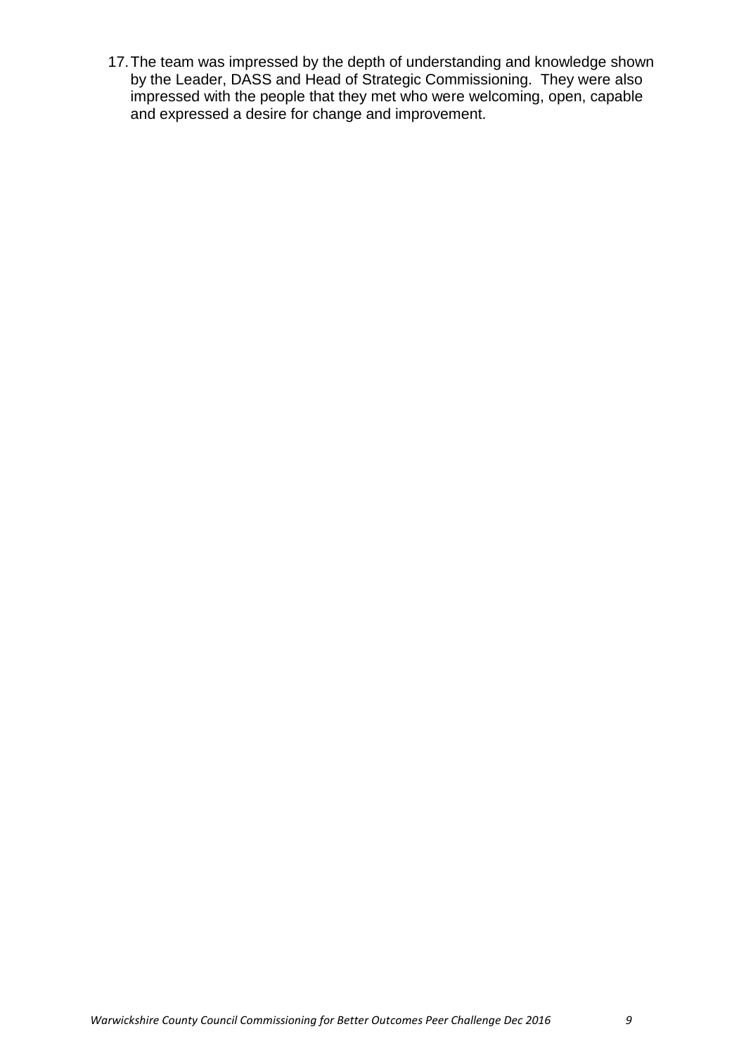17. The team was impressed by the depth of understanding and knowledge shown by the Leader, DASS and Head of Strategic Commissioning. They were also impressed with the people that they met who were welcoming, open, capable and expressed a desire for change and improvement.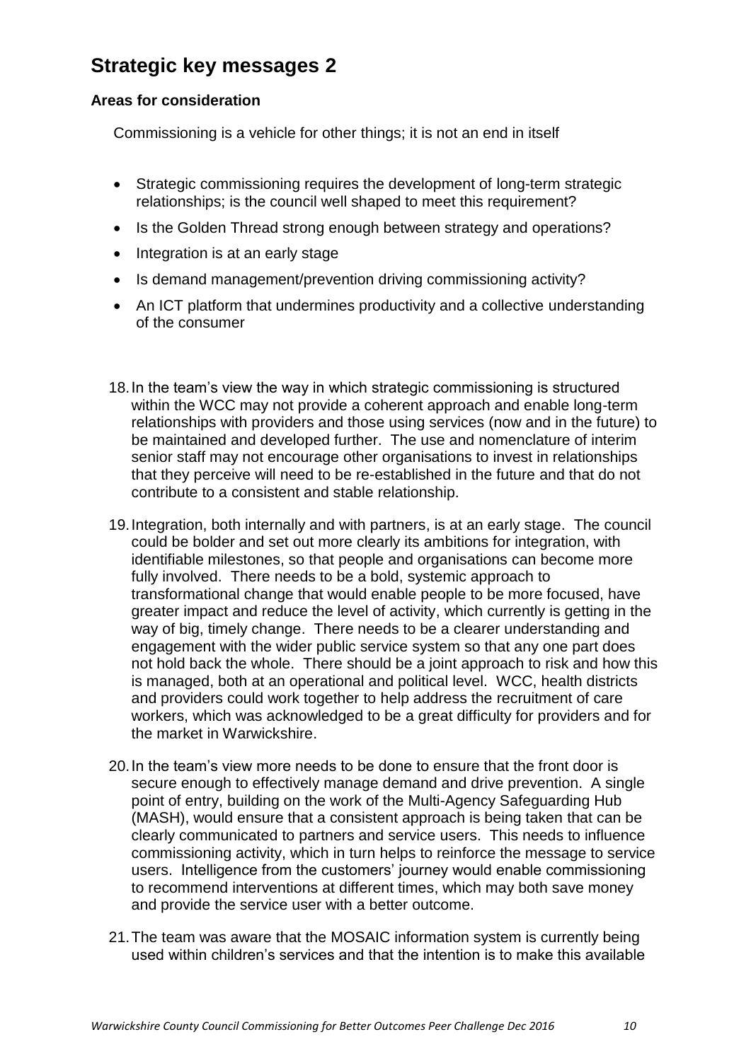## Strategic key messages 2

### Areas for consideration

Commissioning is a vehicle for other things; it is not an end in itself

- Strategic commissioning requires the development of long-term strategic relationships; is the council well shaped to meet this requirement?
- Is the Golden Thread strong enough between strategy and operations?
- Integration is at an early stage
- Is demand management/prevention driving commissioning activity?
- An ICT platform that undermines productivity and a collective understanding of the consumer

18. In the team's view the way in which strategic commissioning is structured within the WCC may not provide a coherent approach and enable long-term relationships with providers and those using services (now and in the future) to be maintained and developed further. The use and nomenclature of interim senior staff may not encourage other organisations to invest in relationships that they perceive will need to be re-established in the future and that do not contribute to a consistent and stable relationship.

19. Integration, both internally and with partners, is at an early stage. The council could be bolder and set out more clearly its ambitions for integration, with identifiable milestones, so that people and organisations can become more fully involved. There needs to be a bold, systemic approach to transformational change that would enable people to be more focused, have greater impact and reduce the level of activity, which currently is getting in the way of big, timely change. There needs to be a clearer understanding and engagement with the wider public service system so that any one part does not hold back the whole. There should be a joint approach to risk and how this is managed, both at an operational and political level. WCC, health districts and providers could work together to help address the recruitment of care workers, which was acknowledged to be a great difficulty for providers and for the market in Warwickshire.

20. In the team's view more needs to be done to ensure that the front door is secure enough to effectively manage demand and drive prevention. A single point of entry, building on the work of the Multi-Agency Safeguarding Hub (MASH), would ensure that a consistent approach is being taken that can be clearly communicated to partners and service users. This needs to influence commissioning activity, which in turn helps to reinforce the message to service users. Intelligence from the customers' journey would enable commissioning to recommend interventions at different times, which may both save money and provide the service user with a better outcome.

21. The team was aware that the MOSAIC information system is currently being used within children's services and that the intention is to make this available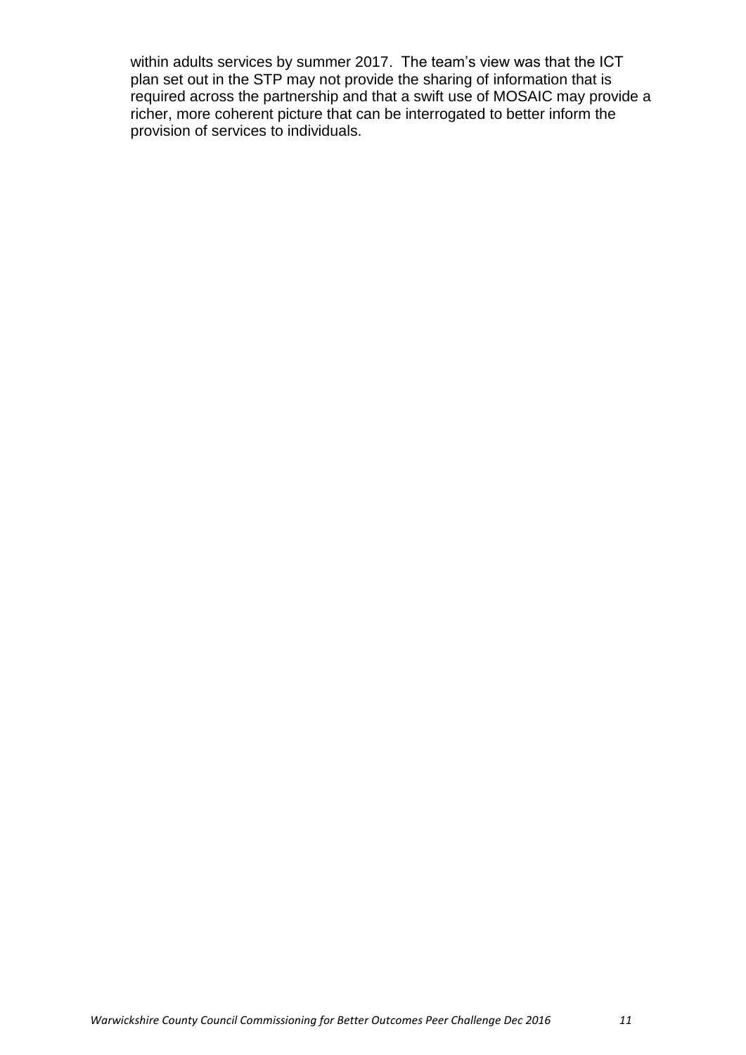within adults services by summer 2017. The team's view was that the ICT plan set out in the STP may not provide the sharing of information that is required across the partnership and that a swift use of MOSAIC may provide a richer, more coherent picture that can be interrogated to better inform the provision of services to individuals.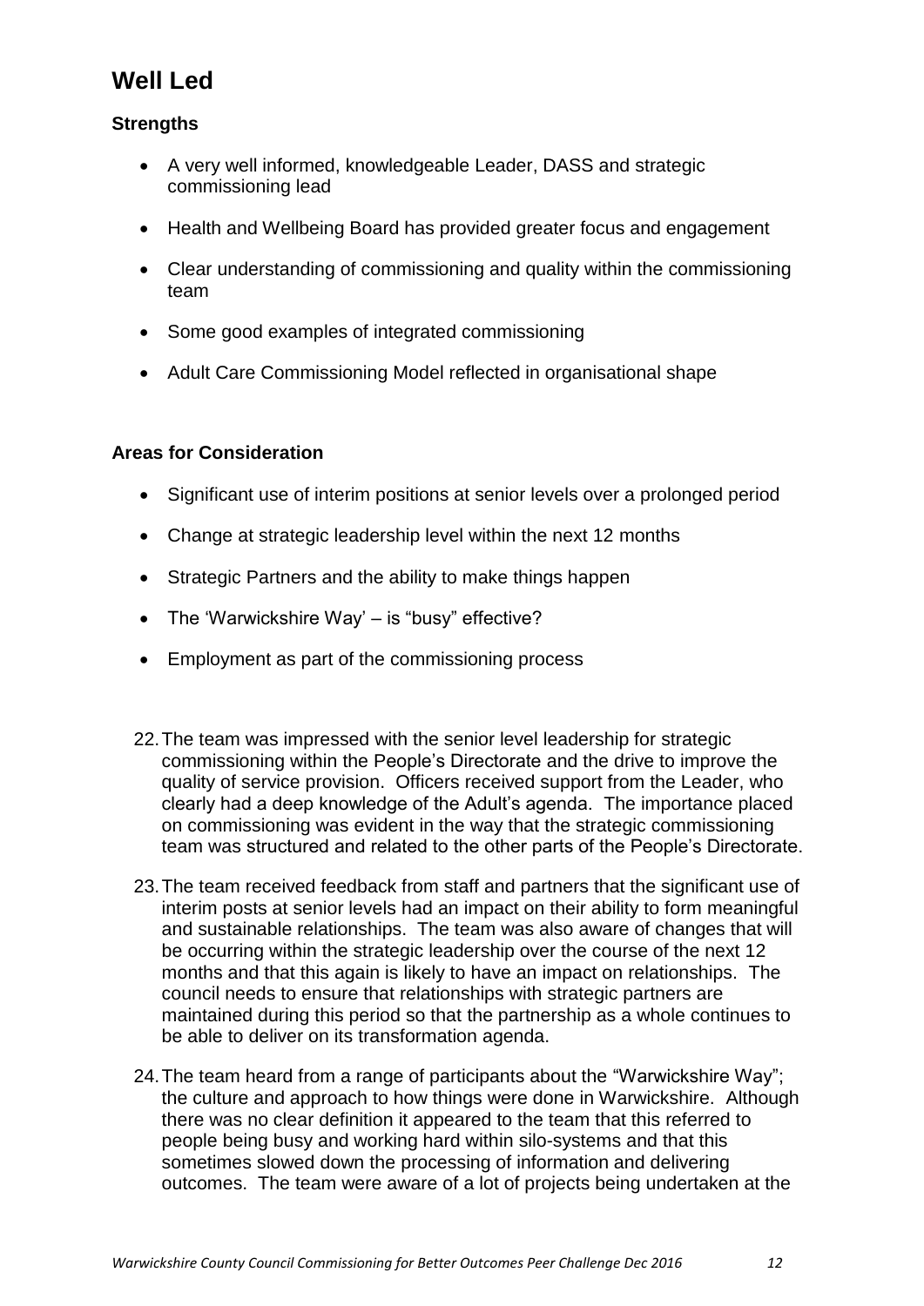## Well Led

### Strengths

- A very well informed, knowledgeable Leader, DASS and strategic commissioning lead
- Health and Wellbeing Board has provided greater focus and engagement
- Clear understanding of commissioning and quality within the commissioning team
- Some good examples of integrated commissioning
- Adult Care Commissioning Model reflected in organisational shape

### Areas for Consideration

- Significant use of interim positions at senior levels over a prolonged period
- Change at strategic leadership level within the next 12 months
- Strategic Partners and the ability to make things happen
- The 'Warwickshire Way' – is "busy" effective?
- Employment as part of the commissioning process

22. The team was impressed with the senior level leadership for strategic commissioning within the People's Directorate and the drive to improve the quality of service provision. Officers received support from the Leader, who clearly had a deep knowledge of the Adult's agenda. The importance placed on commissioning was evident in the way that the strategic commissioning team was structured and related to the other parts of the People's Directorate.

23. The team received feedback from staff and partners that the significant use of interim posts at senior levels had an impact on their ability to form meaningful and sustainable relationships. The team was also aware of changes that will be occurring within the strategic leadership over the course of the next 12 months and that this again is likely to have an impact on relationships. The council needs to ensure that relationships with strategic partners are maintained during this period so that the partnership as a whole continues to be able to deliver on its transformation agenda.

24. The team heard from a range of participants about the "Warwickshire Way"; the culture and approach to how things were done in Warwickshire. Although there was no clear definition it appeared to the team that this referred to people being busy and working hard within silo-systems and that this sometimes slowed down the processing of information and delivering outcomes. The team were aware of a lot of projects being undertaken at the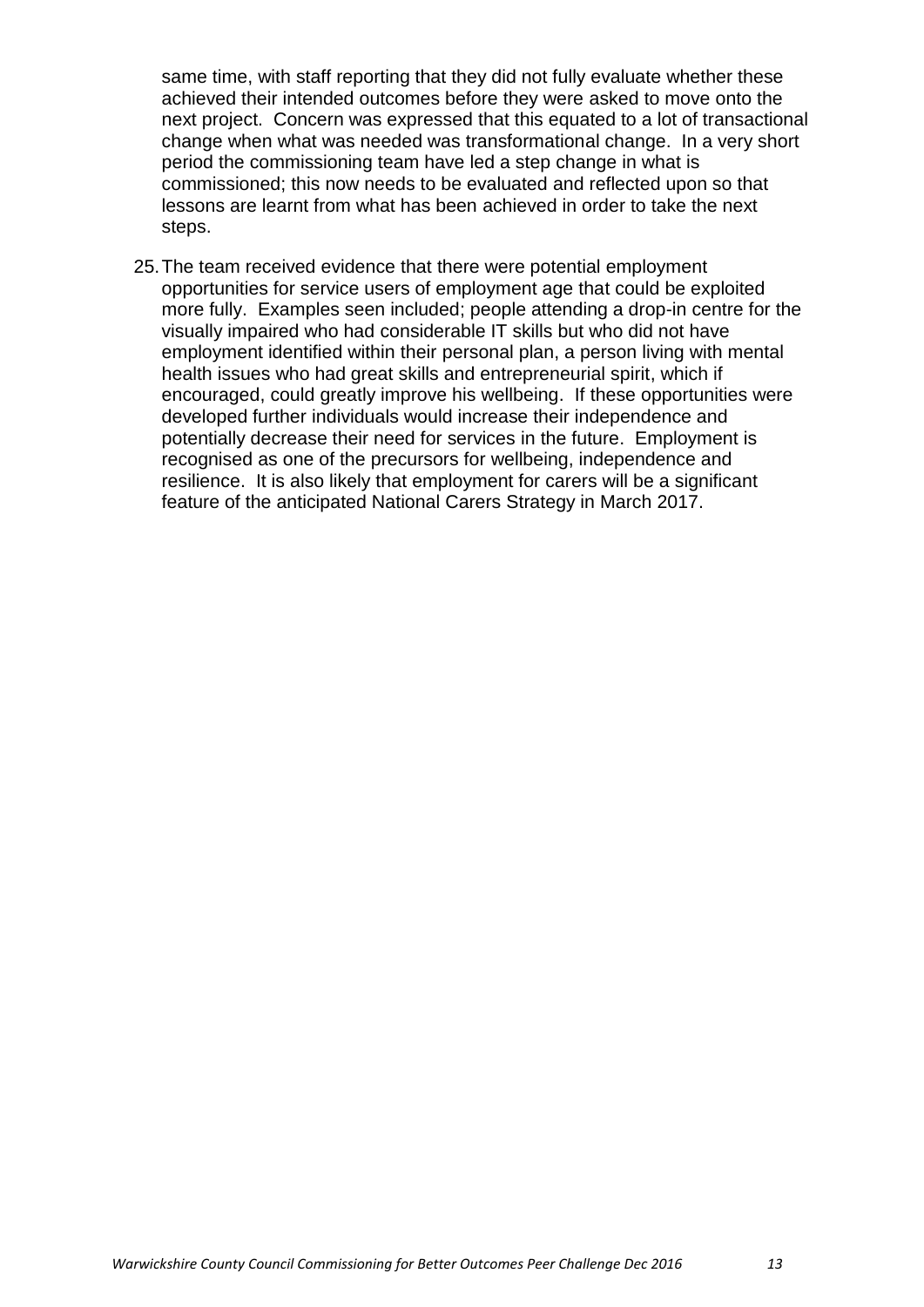same time, with staff reporting that they did not fully evaluate whether these achieved their intended outcomes before they were asked to move onto the next project. Concern was expressed that this equated to a lot of transactional change when what was needed was transformational change. In a very short period the commissioning team have led a step change in what is commissioned; this now needs to be evaluated and reflected upon so that lessons are learnt from what has been achieved in order to take the next steps.

25. The team received evidence that there were potential employment opportunities for service users of employment age that could be exploited more fully. Examples seen included; people attending a drop-in centre for the visually impaired who had considerable IT skills but who did not have employment identified within their personal plan, a person living with mental health issues who had great skills and entrepreneurial spirit, which if encouraged, could greatly improve his wellbeing. If these opportunities were developed further individuals would increase their independence and potentially decrease their need for services in the future. Employment is recognised as one of the precursors for wellbeing, independence and resilience. It is also likely that employment for carers will be a significant feature of the anticipated National Carers Strategy in March 2017.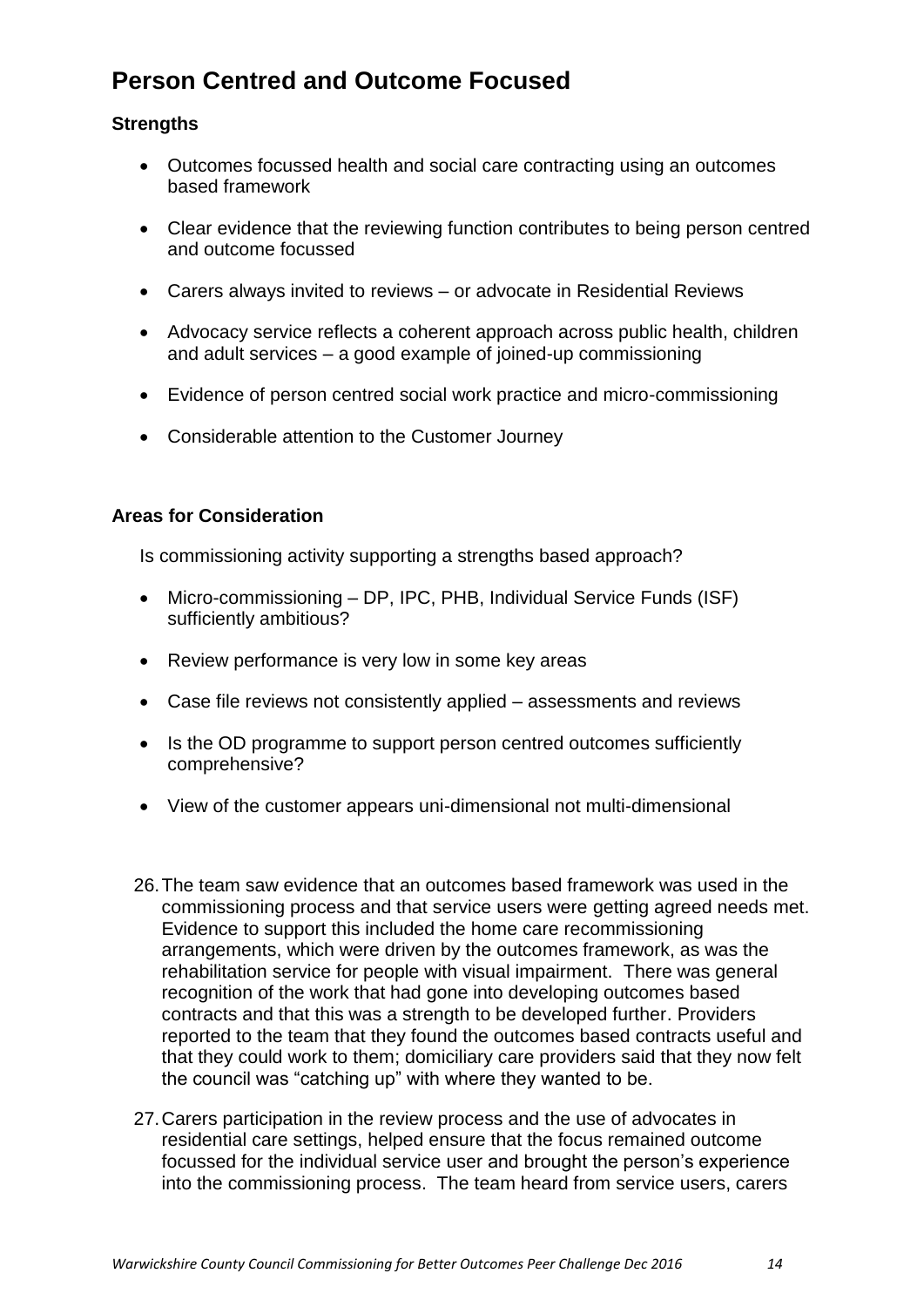## Person Centred and Outcome Focused

### Strengths

- Outcomes focussed health and social care contracting using an outcomes based framework
- Clear evidence that the reviewing function contributes to being person centred and outcome focussed
- Carers always invited to reviews – or advocate in Residential Reviews
- Advocacy service reflects a coherent approach across public health, children and adult services – a good example of joined-up commissioning
- Evidence of person centred social work practice and micro-commissioning
- Considerable attention to the Customer Journey

### Areas for Consideration

Is commissioning activity supporting a strengths based approach?

- Micro-commissioning – DP, IPC, PHB, Individual Service Funds (ISF) sufficiently ambitious?
- Review performance is very low in some key areas
- Case file reviews not consistently applied – assessments and reviews
- Is the OD programme to support person centred outcomes sufficiently comprehensive?
- View of the customer appears uni-dimensional not multi-dimensional

26. The team saw evidence that an outcomes based framework was used in the commissioning process and that service users were getting agreed needs met. Evidence to support this included the home care recommissioning arrangements, which were driven by the outcomes framework, as was the rehabilitation service for people with visual impairment. There was general recognition of the work that had gone into developing outcomes based contracts and that this was a strength to be developed further. Providers reported to the team that they found the outcomes based contracts useful and that they could work to them; domiciliary care providers said that they now felt the council was "catching up" with where they wanted to be.

27. Carers participation in the review process and the use of advocates in residential care settings, helped ensure that the focus remained outcome focussed for the individual service user and brought the person's experience into the commissioning process. The team heard from service users, carers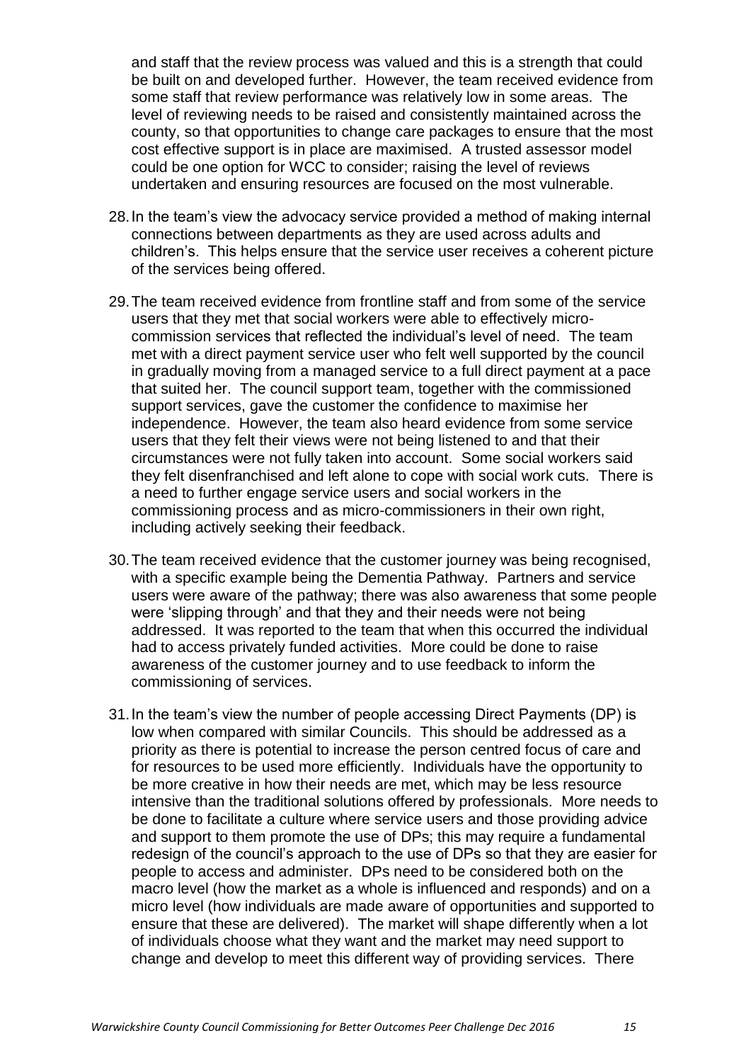and staff that the review process was valued and this is a strength that could be built on and developed further. However, the team received evidence from some staff that review performance was relatively low in some areas. The level of reviewing needs to be raised and consistently maintained across the county, so that opportunities to change care packages to ensure that the most cost effective support is in place are maximised. A trusted assessor model could be one option for WCC to consider; raising the level of reviews undertaken and ensuring resources are focused on the most vulnerable.

28. In the team's view the advocacy service provided a method of making internal connections between departments as they are used across adults and children's. This helps ensure that the service user receives a coherent picture of the services being offered.

29. The team received evidence from frontline staff and from some of the service users that they met that social workers were able to effectively micro-commission services that reflected the individual's level of need. The team met with a direct payment service user who felt well supported by the council in gradually moving from a managed service to a full direct payment at a pace that suited her. The council support team, together with the commissioned support services, gave the customer the confidence to maximise her independence. However, the team also heard evidence from some service users that they felt their views were not being listened to and that their circumstances were not fully taken into account. Some social workers said they felt disenfranchised and left alone to cope with social work cuts. There is a need to further engage service users and social workers in the commissioning process and as micro-commissioners in their own right, including actively seeking their feedback.

30. The team received evidence that the customer journey was being recognised, with a specific example being the Dementia Pathway. Partners and service users were aware of the pathway; there was also awareness that some people were 'slipping through' and that they and their needs were not being addressed. It was reported to the team that when this occurred the individual had to access privately funded activities. More could be done to raise awareness of the customer journey and to use feedback to inform the commissioning of services.

31. In the team's view the number of people accessing Direct Payments (DP) is low when compared with similar Councils. This should be addressed as a priority as there is potential to increase the person centred focus of care and for resources to be used more efficiently. Individuals have the opportunity to be more creative in how their needs are met, which may be less resource intensive than the traditional solutions offered by professionals. More needs to be done to facilitate a culture where service users and those providing advice and support to them promote the use of DPs; this may require a fundamental redesign of the council's approach to the use of DPs so that they are easier for people to access and administer. DPs need to be considered both on the macro level (how the market as a whole is influenced and responds) and on a micro level (how individuals are made aware of opportunities and supported to ensure that these are delivered). The market will shape differently when a lot of individuals choose what they want and the market may need support to change and develop to meet this different way of providing services. There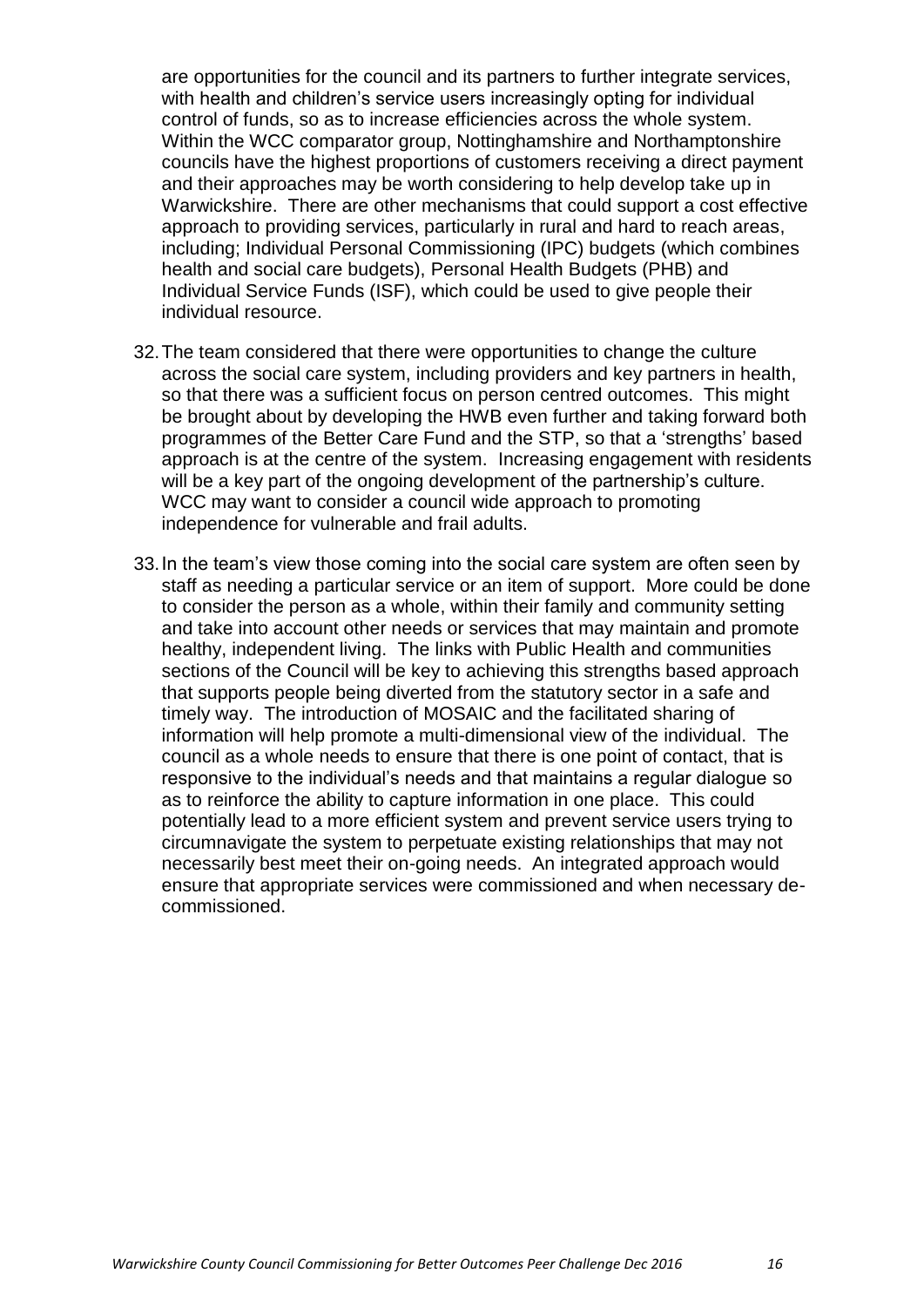are opportunities for the council and its partners to further integrate services, with health and children's service users increasingly opting for individual control of funds, so as to increase efficiencies across the whole system. Within the WCC comparator group, Nottinghamshire and Northamptonshire councils have the highest proportions of customers receiving a direct payment and their approaches may be worth considering to help develop take up in Warwickshire. There are other mechanisms that could support a cost effective approach to providing services, particularly in rural and hard to reach areas, including; Individual Personal Commissioning (IPC) budgets (which combines health and social care budgets), Personal Health Budgets (PHB) and Individual Service Funds (ISF), which could be used to give people their individual resource.

32. The team considered that there were opportunities to change the culture across the social care system, including providers and key partners in health, so that there was a sufficient focus on person centred outcomes. This might be brought about by developing the HWB even further and taking forward both programmes of the Better Care Fund and the STP, so that a 'strengths' based approach is at the centre of the system. Increasing engagement with residents will be a key part of the ongoing development of the partnership's culture. WCC may want to consider a council wide approach to promoting independence for vulnerable and frail adults.

33. In the team's view those coming into the social care system are often seen by staff as needing a particular service or an item of support. More could be done to consider the person as a whole, within their family and community setting and take into account other needs or services that may maintain and promote healthy, independent living. The links with Public Health and communities sections of the Council will be key to achieving this strengths based approach that supports people being diverted from the statutory sector in a safe and timely way. The introduction of MOSAIC and the facilitated sharing of information will help promote a multi-dimensional view of the individual. The council as a whole needs to ensure that there is one point of contact, that is responsive to the individual's needs and that maintains a regular dialogue so as to reinforce the ability to capture information in one place. This could potentially lead to a more efficient system and prevent service users trying to circumnavigate the system to perpetuate existing relationships that may not necessarily best meet their on-going needs. An integrated approach would ensure that appropriate services were commissioned and when necessary de-commissioned.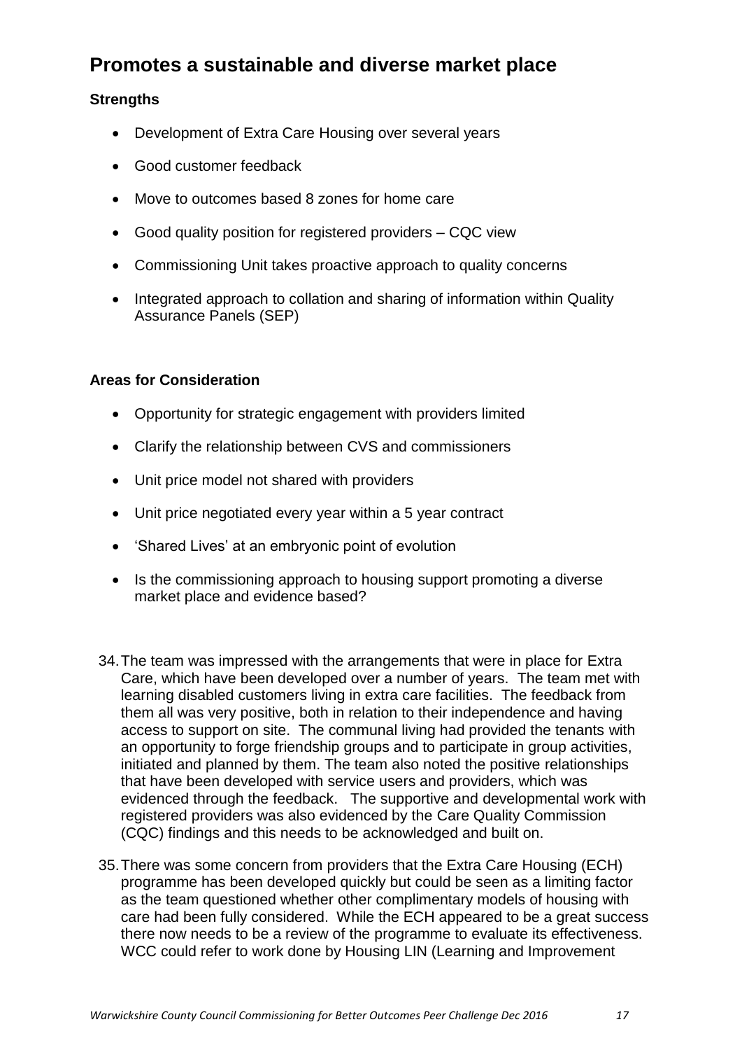## Promotes a sustainable and diverse market place

**Strengths**

- Development of Extra Care Housing over several years
- Good customer feedback
- Move to outcomes based 8 zones for home care
- Good quality position for registered providers – CQC view
- Commissioning Unit takes proactive approach to quality concerns
- Integrated approach to collation and sharing of information within Quality Assurance Panels (SEP)

**Areas for Consideration**

- Opportunity for strategic engagement with providers limited
- Clarify the relationship between CVS and commissioners
- Unit price model not shared with providers
- Unit price negotiated every year within a 5 year contract
- 'Shared Lives' at an embryonic point of evolution
- Is the commissioning approach to housing support promoting a diverse market place and evidence based?

34. The team was impressed with the arrangements that were in place for Extra Care, which have been developed over a number of years. The team met with learning disabled customers living in extra care facilities. The feedback from them all was very positive, both in relation to their independence and having access to support on site. The communal living had provided the tenants with an opportunity to forge friendship groups and to participate in group activities, initiated and planned by them. The team also noted the positive relationships that have been developed with service users and providers, which was evidenced through the feedback. The supportive and developmental work with registered providers was also evidenced by the Care Quality Commission (CQC) findings and this needs to be acknowledged and built on.

35. There was some concern from providers that the Extra Care Housing (ECH) programme has been developed quickly but could be seen as a limiting factor as the team questioned whether other complimentary models of housing with care had been fully considered. While the ECH appeared to be a great success there now needs to be a review of the programme to evaluate its effectiveness. WCC could refer to work done by Housing LIN (Learning and Improvement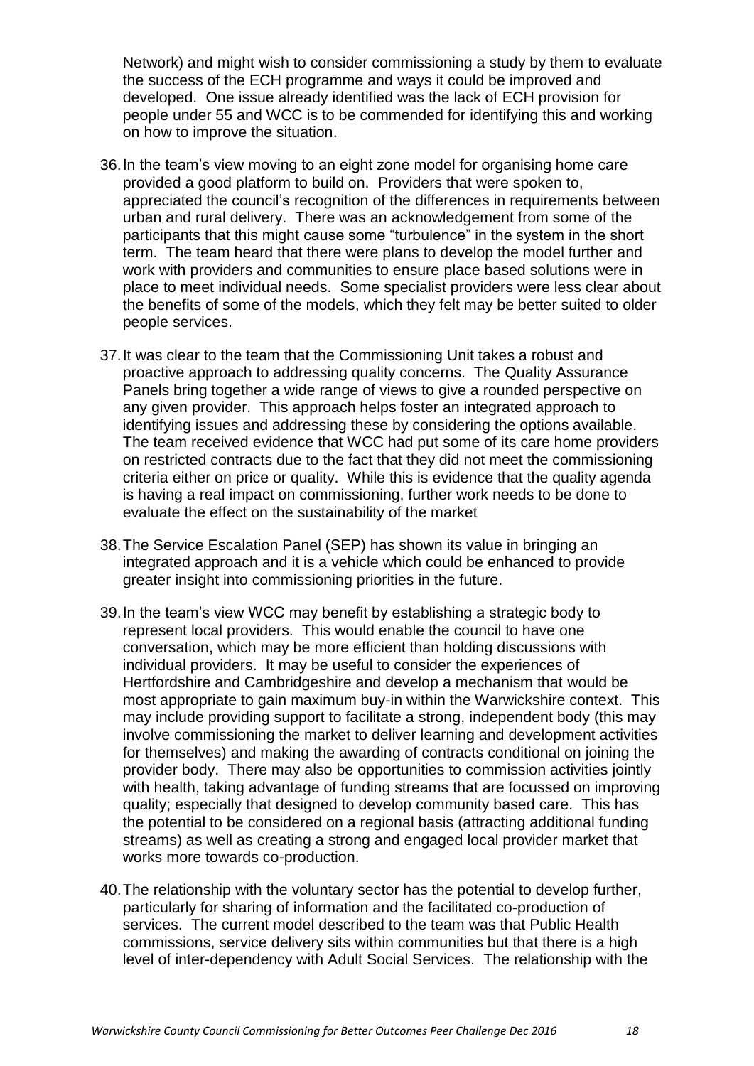Network) and might wish to consider commissioning a study by them to evaluate the success of the ECH programme and ways it could be improved and developed. One issue already identified was the lack of ECH provision for people under 55 and WCC is to be commended for identifying this and working on how to improve the situation.

36. In the team's view moving to an eight zone model for organising home care provided a good platform to build on. Providers that were spoken to, appreciated the council's recognition of the differences in requirements between urban and rural delivery. There was an acknowledgement from some of the participants that this might cause some "turbulence" in the system in the short term. The team heard that there were plans to develop the model further and work with providers and communities to ensure place based solutions were in place to meet individual needs. Some specialist providers were less clear about the benefits of some of the models, which they felt may be better suited to older people services.

37. It was clear to the team that the Commissioning Unit takes a robust and proactive approach to addressing quality concerns. The Quality Assurance Panels bring together a wide range of views to give a rounded perspective on any given provider. This approach helps foster an integrated approach to identifying issues and addressing these by considering the options available. The team received evidence that WCC had put some of its care home providers on restricted contracts due to the fact that they did not meet the commissioning criteria either on price or quality. While this is evidence that the quality agenda is having a real impact on commissioning, further work needs to be done to evaluate the effect on the sustainability of the market

38. The Service Escalation Panel (SEP) has shown its value in bringing an integrated approach and it is a vehicle which could be enhanced to provide greater insight into commissioning priorities in the future.

39. In the team's view WCC may benefit by establishing a strategic body to represent local providers. This would enable the council to have one conversation, which may be more efficient than holding discussions with individual providers. It may be useful to consider the experiences of Hertfordshire and Cambridgeshire and develop a mechanism that would be most appropriate to gain maximum buy-in within the Warwickshire context. This may include providing support to facilitate a strong, independent body (this may involve commissioning the market to deliver learning and development activities for themselves) and making the awarding of contracts conditional on joining the provider body. There may also be opportunities to commission activities jointly with health, taking advantage of funding streams that are focussed on improving quality; especially that designed to develop community based care. This has the potential to be considered on a regional basis (attracting additional funding streams) as well as creating a strong and engaged local provider market that works more towards co-production.

40. The relationship with the voluntary sector has the potential to develop further, particularly for sharing of information and the facilitated co-production of services. The current model described to the team was that Public Health commissions, service delivery sits within communities but that there is a high level of inter-dependency with Adult Social Services. The relationship with the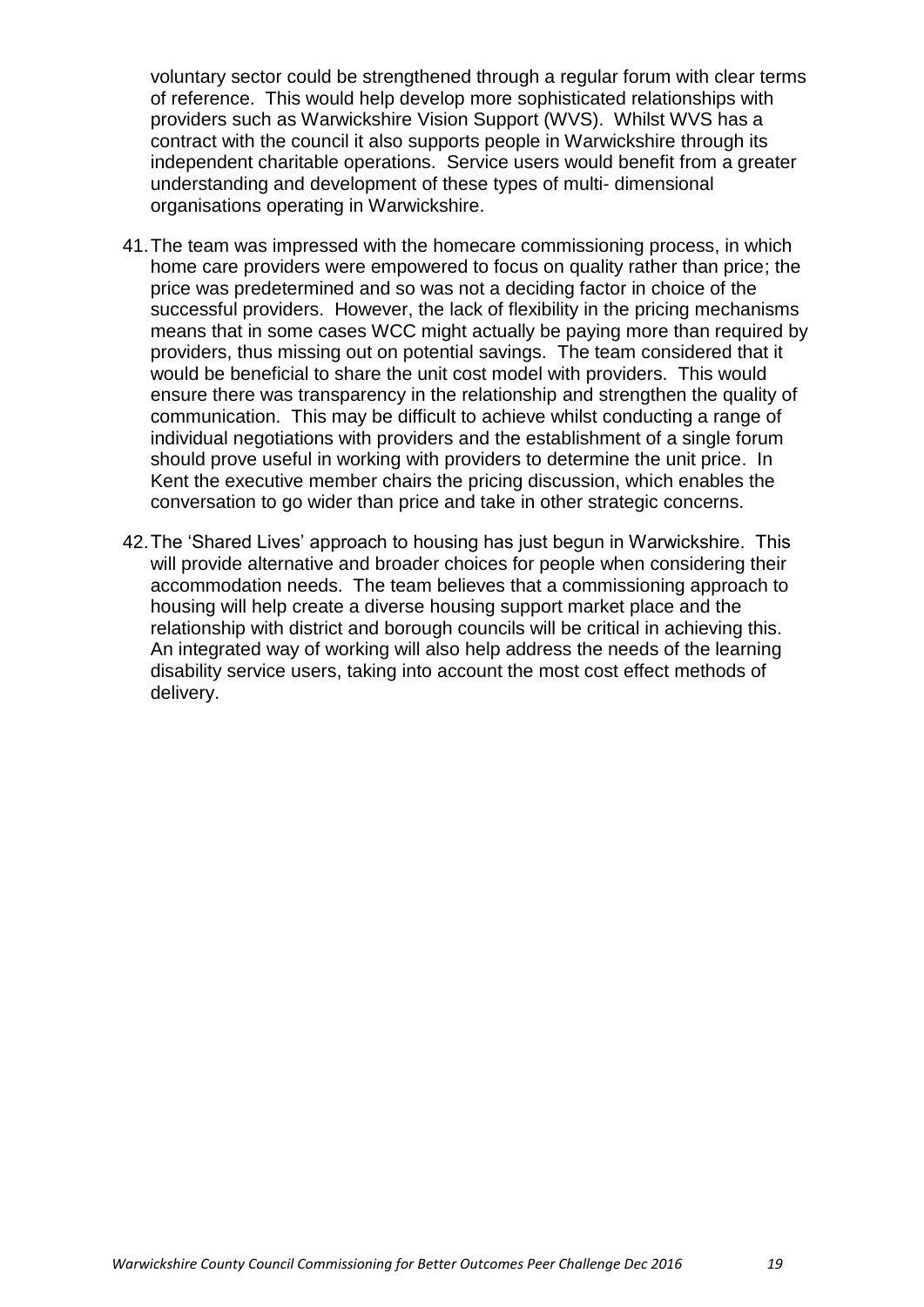voluntary sector could be strengthened through a regular forum with clear terms of reference. This would help develop more sophisticated relationships with providers such as Warwickshire Vision Support (WVS). Whilst WVS has a contract with the council it also supports people in Warwickshire through its independent charitable operations. Service users would benefit from a greater understanding and development of these types of multi- dimensional organisations operating in Warwickshire.

41. The team was impressed with the homecare commissioning process, in which home care providers were empowered to focus on quality rather than price; the price was predetermined and so was not a deciding factor in choice of the successful providers. However, the lack of flexibility in the pricing mechanisms means that in some cases WCC might actually be paying more than required by providers, thus missing out on potential savings. The team considered that it would be beneficial to share the unit cost model with providers. This would ensure there was transparency in the relationship and strengthen the quality of communication. This may be difficult to achieve whilst conducting a range of individual negotiations with providers and the establishment of a single forum should prove useful in working with providers to determine the unit price. In Kent the executive member chairs the pricing discussion, which enables the conversation to go wider than price and take in other strategic concerns.

42. The 'Shared Lives' approach to housing has just begun in Warwickshire. This will provide alternative and broader choices for people when considering their accommodation needs. The team believes that a commissioning approach to housing will help create a diverse housing support market place and the relationship with district and borough councils will be critical in achieving this. An integrated way of working will also help address the needs of the learning disability service users, taking into account the most cost effect methods of delivery.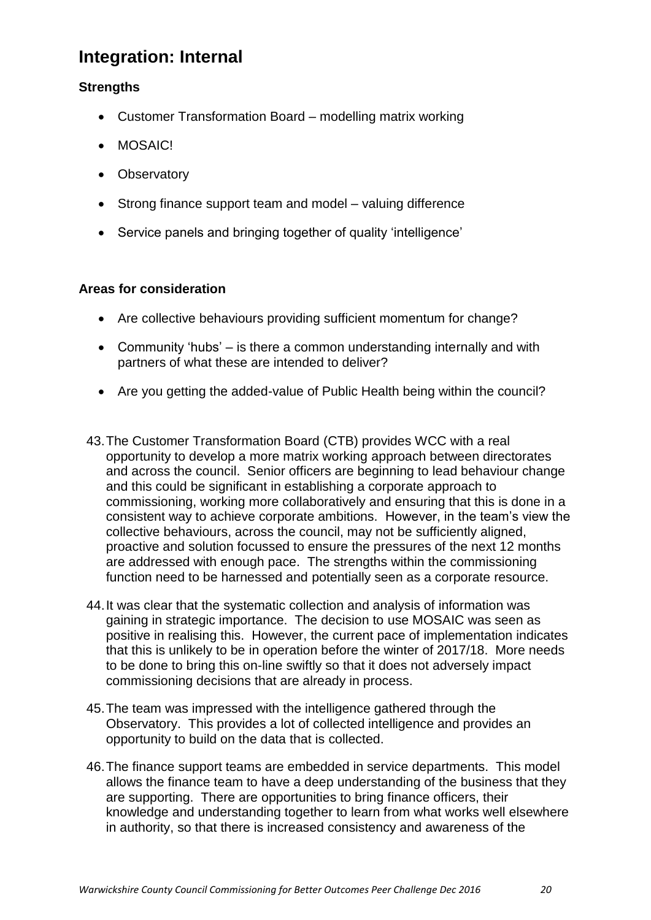## Integration: Internal

### Strengths

- Customer Transformation Board – modelling matrix working
- MOSAIC!
- Observatory
- Strong finance support team and model – valuing difference
- Service panels and bringing together of quality 'intelligence'

### Areas for consideration

- Are collective behaviours providing sufficient momentum for change?
- Community 'hubs' – is there a common understanding internally and with partners of what these are intended to deliver?
- Are you getting the added-value of Public Health being within the council?

43. The Customer Transformation Board (CTB) provides WCC with a real opportunity to develop a more matrix working approach between directorates and across the council. Senior officers are beginning to lead behaviour change and this could be significant in establishing a corporate approach to commissioning, working more collaboratively and ensuring that this is done in a consistent way to achieve corporate ambitions. However, in the team's view the collective behaviours, across the council, may not be sufficiently aligned, proactive and solution focussed to ensure the pressures of the next 12 months are addressed with enough pace. The strengths within the commissioning function need to be harnessed and potentially seen as a corporate resource.

44. It was clear that the systematic collection and analysis of information was gaining in strategic importance. The decision to use MOSAIC was seen as positive in realising this. However, the current pace of implementation indicates that this is unlikely to be in operation before the winter of 2017/18. More needs to be done to bring this on-line swiftly so that it does not adversely impact commissioning decisions that are already in process.

45. The team was impressed with the intelligence gathered through the Observatory. This provides a lot of collected intelligence and provides an opportunity to build on the data that is collected.

46. The finance support teams are embedded in service departments. This model allows the finance team to have a deep understanding of the business that they are supporting. There are opportunities to bring finance officers, their knowledge and understanding together to learn from what works well elsewhere in authority, so that there is increased consistency and awareness of the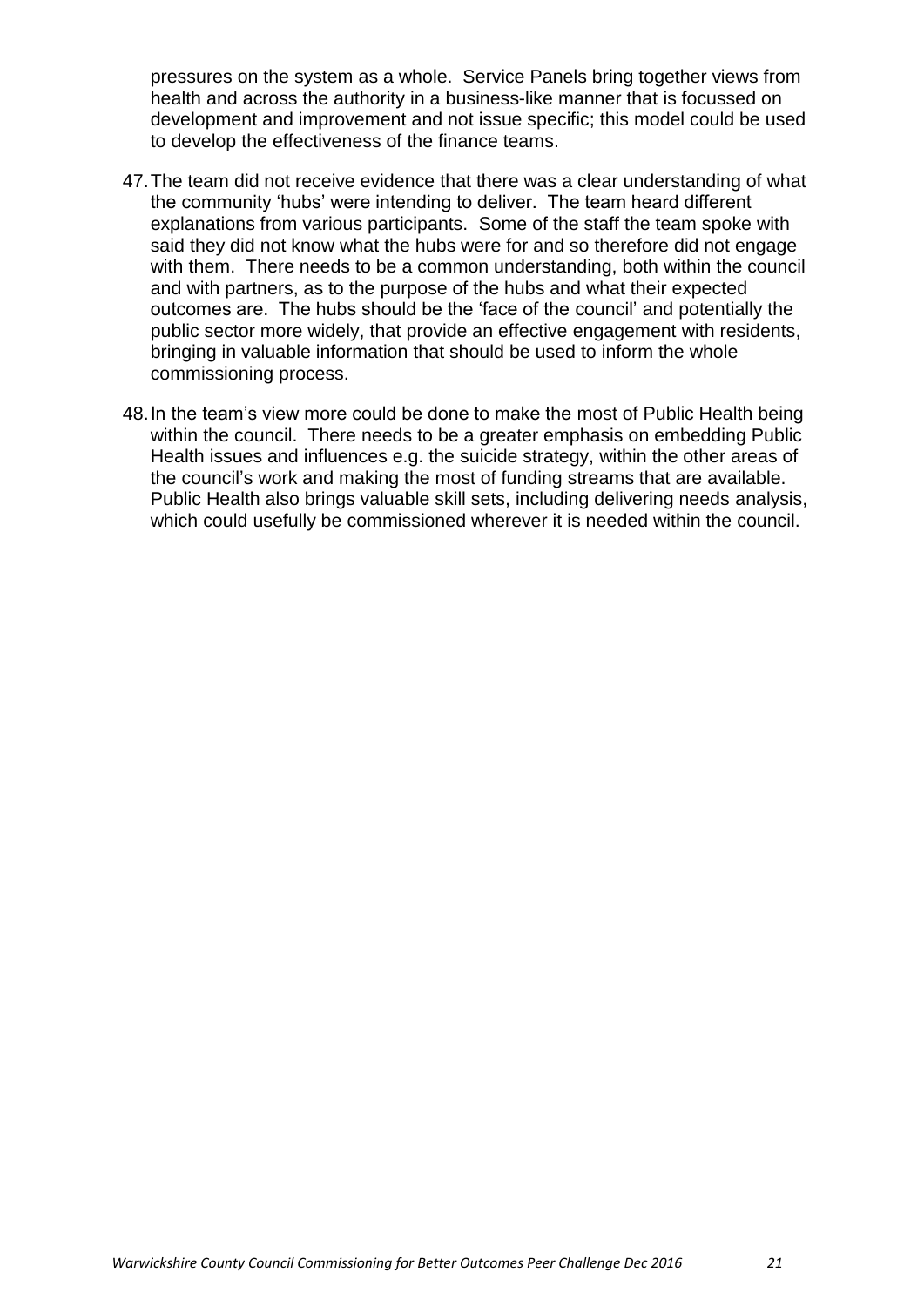pressures on the system as a whole. Service Panels bring together views from health and across the authority in a business-like manner that is focussed on development and improvement and not issue specific; this model could be used to develop the effectiveness of the finance teams.

47. The team did not receive evidence that there was a clear understanding of what the community 'hubs' were intending to deliver. The team heard different explanations from various participants. Some of the staff the team spoke with said they did not know what the hubs were for and so therefore did not engage with them. There needs to be a common understanding, both within the council and with partners, as to the purpose of the hubs and what their expected outcomes are. The hubs should be the 'face of the council' and potentially the public sector more widely, that provide an effective engagement with residents, bringing in valuable information that should be used to inform the whole commissioning process.

48. In the team's view more could be done to make the most of Public Health being within the council. There needs to be a greater emphasis on embedding Public Health issues and influences e.g. the suicide strategy, within the other areas of the council's work and making the most of funding streams that are available. Public Health also brings valuable skill sets, including delivering needs analysis, which could usefully be commissioned wherever it is needed within the council.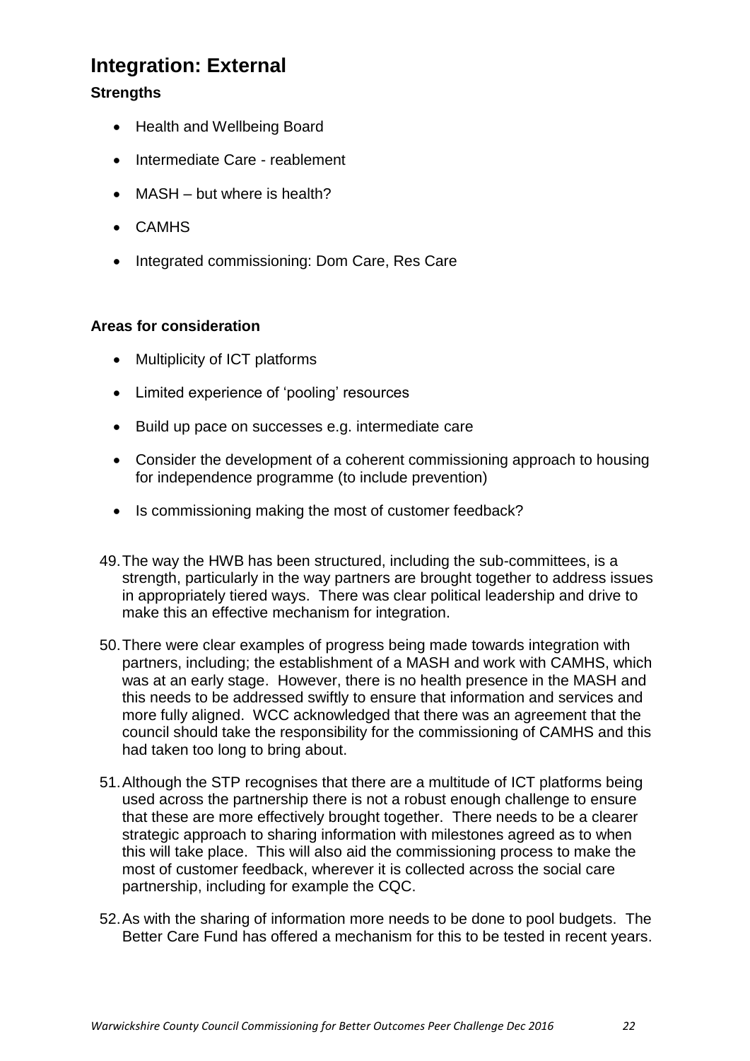## Integration: External

### Strengths

- Health and Wellbeing Board
- Intermediate Care - reablement
- MASH – but where is health?
- CAMHS
- Integrated commissioning: Dom Care, Res Care

### Areas for consideration

- Multiplicity of ICT platforms
- Limited experience of 'pooling' resources
- Build up pace on successes e.g. intermediate care
- Consider the development of a coherent commissioning approach to housing for independence programme (to include prevention)
- Is commissioning making the most of customer feedback?

49. The way the HWB has been structured, including the sub-committees, is a strength, particularly in the way partners are brought together to address issues in appropriately tiered ways. There was clear political leadership and drive to make this an effective mechanism for integration.

50. There were clear examples of progress being made towards integration with partners, including; the establishment of a MASH and work with CAMHS, which was at an early stage. However, there is no health presence in the MASH and this needs to be addressed swiftly to ensure that information and services and more fully aligned. WCC acknowledged that there was an agreement that the council should take the responsibility for the commissioning of CAMHS and this had taken too long to bring about.

51. Although the STP recognises that there are a multitude of ICT platforms being used across the partnership there is not a robust enough challenge to ensure that these are more effectively brought together. There needs to be a clearer strategic approach to sharing information with milestones agreed as to when this will take place. This will also aid the commissioning process to make the most of customer feedback, wherever it is collected across the social care partnership, including for example the CQC.

52. As with the sharing of information more needs to be done to pool budgets. The Better Care Fund has offered a mechanism for this to be tested in recent years.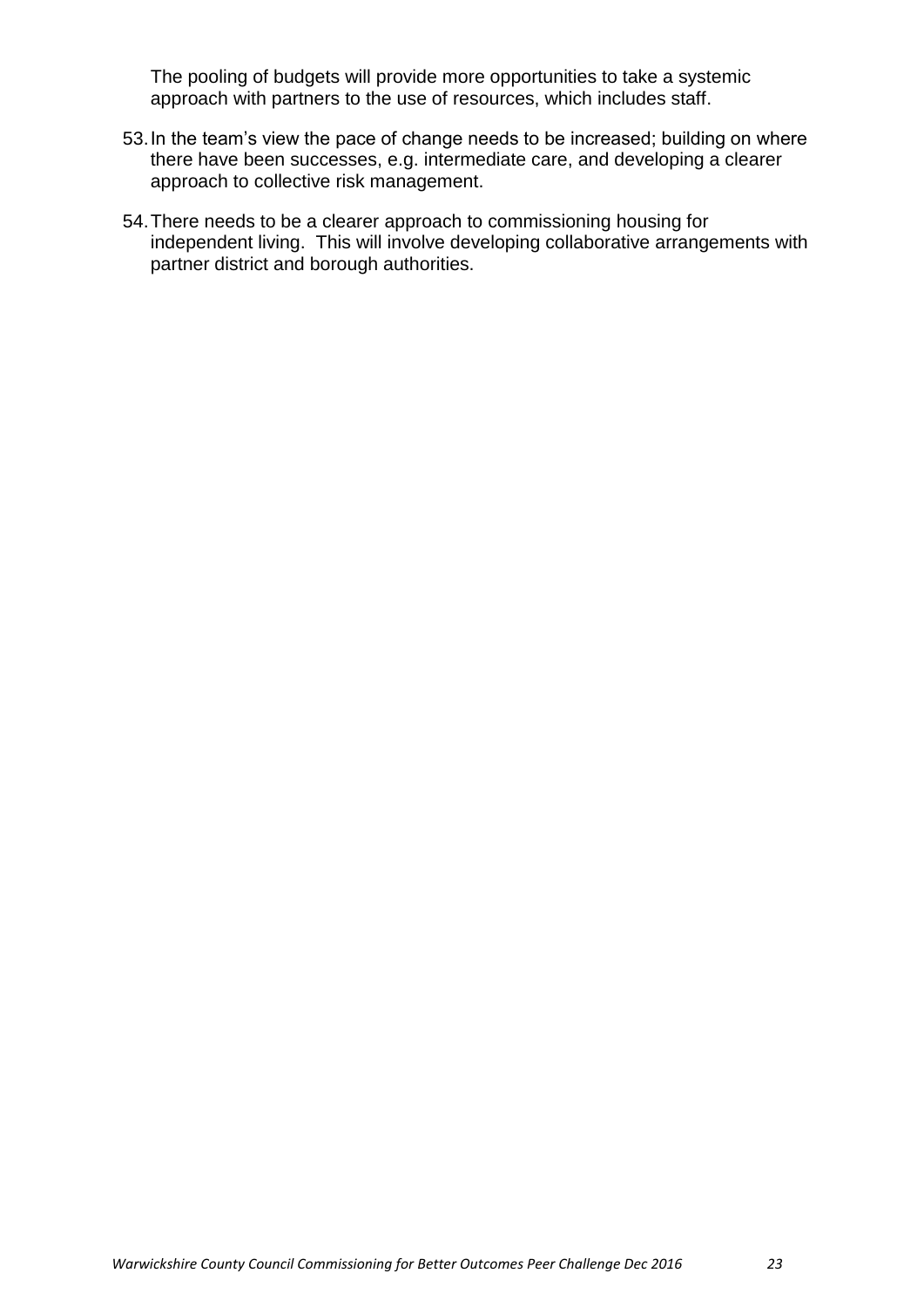The pooling of budgets will provide more opportunities to take a systemic approach with partners to the use of resources, which includes staff.

53. In the team's view the pace of change needs to be increased; building on where there have been successes, e.g. intermediate care, and developing a clearer approach to collective risk management.

54. There needs to be a clearer approach to commissioning housing for independent living. This will involve developing collaborative arrangements with partner district and borough authorities.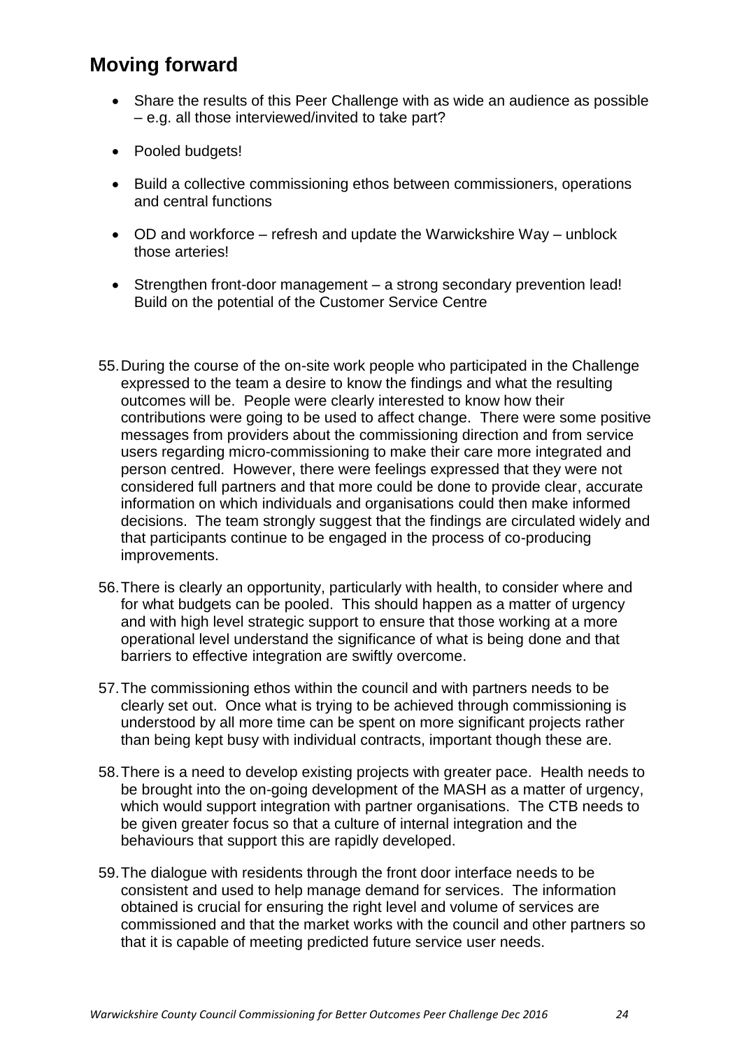## Moving forward

- Share the results of this Peer Challenge with as wide an audience as possible – e.g. all those interviewed/invited to take part?
- Pooled budgets!
- Build a collective commissioning ethos between commissioners, operations and central functions
- OD and workforce – refresh and update the Warwickshire Way – unblock those arteries!
- Strengthen front-door management – a strong secondary prevention lead! Build on the potential of the Customer Service Centre

55. During the course of the on-site work people who participated in the Challenge expressed to the team a desire to know the findings and what the resulting outcomes will be. People were clearly interested to know how their contributions were going to be used to affect change. There were some positive messages from providers about the commissioning direction and from service users regarding micro-commissioning to make their care more integrated and person centred. However, there were feelings expressed that they were not considered full partners and that more could be done to provide clear, accurate information on which individuals and organisations could then make informed decisions. The team strongly suggest that the findings are circulated widely and that participants continue to be engaged in the process of co-producing improvements.

56. There is clearly an opportunity, particularly with health, to consider where and for what budgets can be pooled. This should happen as a matter of urgency and with high level strategic support to ensure that those working at a more operational level understand the significance of what is being done and that barriers to effective integration are swiftly overcome.

57. The commissioning ethos within the council and with partners needs to be clearly set out. Once what is trying to be achieved through commissioning is understood by all more time can be spent on more significant projects rather than being kept busy with individual contracts, important though these are.

58. There is a need to develop existing projects with greater pace. Health needs to be brought into the on-going development of the MASH as a matter of urgency, which would support integration with partner organisations. The CTB needs to be given greater focus so that a culture of internal integration and the behaviours that support this are rapidly developed.

59. The dialogue with residents through the front door interface needs to be consistent and used to help manage demand for services. The information obtained is crucial for ensuring the right level and volume of services are commissioned and that the market works with the council and other partners so that it is capable of meeting predicted future service user needs.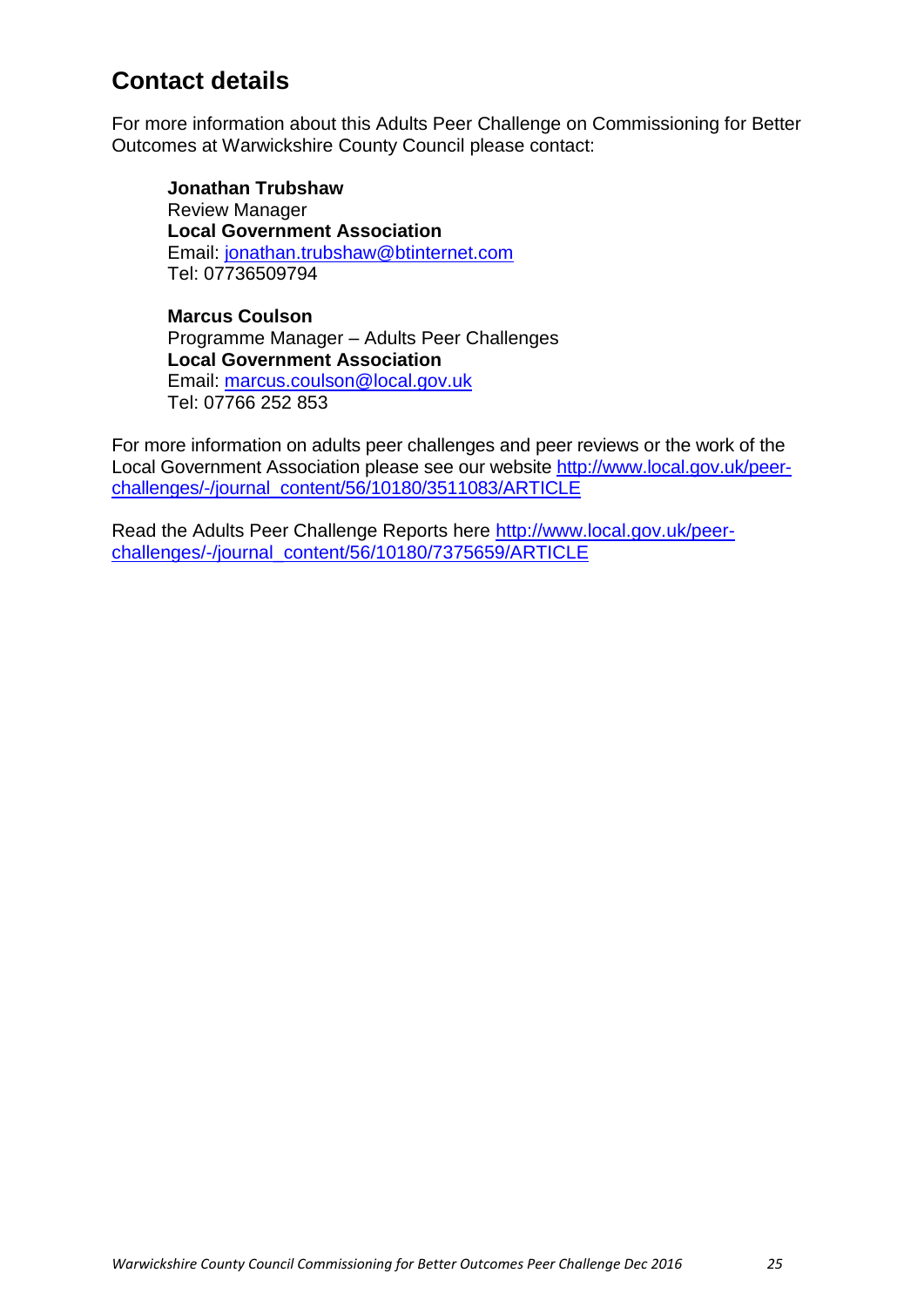## Contact details

For more information about this Adults Peer Challenge on Commissioning for Better Outcomes at Warwickshire County Council please contact:

**Jonathan Trubshaw**
Review Manager
**Local Government Association**
Email: jonathan.trubshaw@btinternet.com
Tel: 07736509794

**Marcus Coulson**
Programme Manager – Adults Peer Challenges
**Local Government Association**
Email: marcus.coulson@local.gov.uk
Tel: 07766 252 853

For more information on adults peer challenges and peer reviews or the work of the Local Government Association please see our website http://www.local.gov.uk/peer-challenges/-/journal_content/56/10180/3511083/ARTICLE

Read the Adults Peer Challenge Reports here http://www.local.gov.uk/peer-challenges/-/journal_content/56/10180/7375659/ARTICLE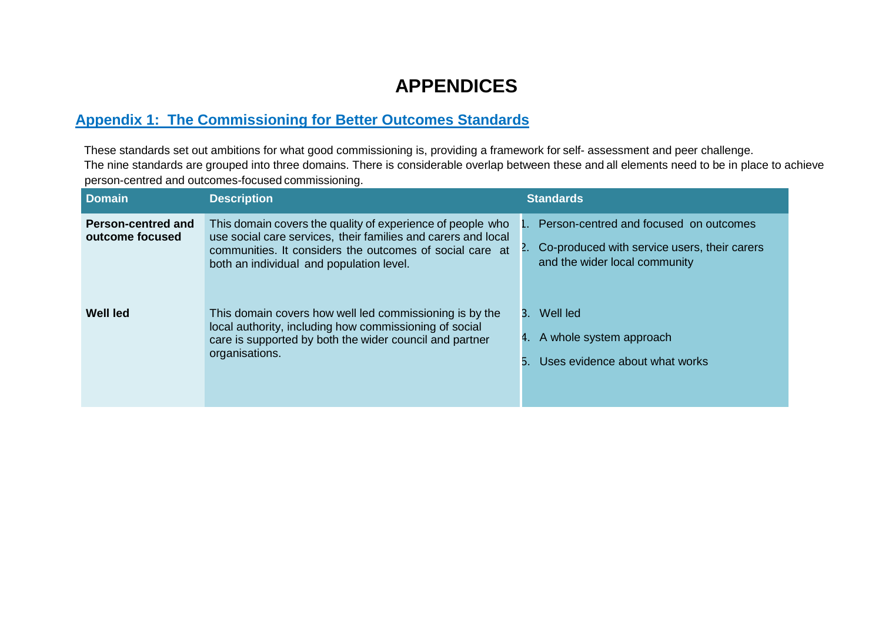# APPENDICES

## Appendix 1: The Commissioning for Better Outcomes Standards

These standards set out ambitions for what good commissioning is, providing a framework for self- assessment and peer challenge.
The nine standards are grouped into three domains. There is considerable overlap between these and all elements need to be in place to achieve person-centred and outcomes-focused commissioning.

| Domain | Description | Standards |
|---|---|---|
| **Person-centred and outcome focused** | This domain covers the quality of experience of people who use social care services, their families and carers and local communities. It considers the outcomes of social care at both an individual and population level. | 1. Person-centred and focused on outcomes<br>2. Co-produced with service users, their carers and the wider local community |
| **Well led** | This domain covers how well led commissioning is by the local authority, including how commissioning of social care is supported by both the wider council and partner organisations. | 3. Well led<br>4. A whole system approach<br>5. Uses evidence about what works |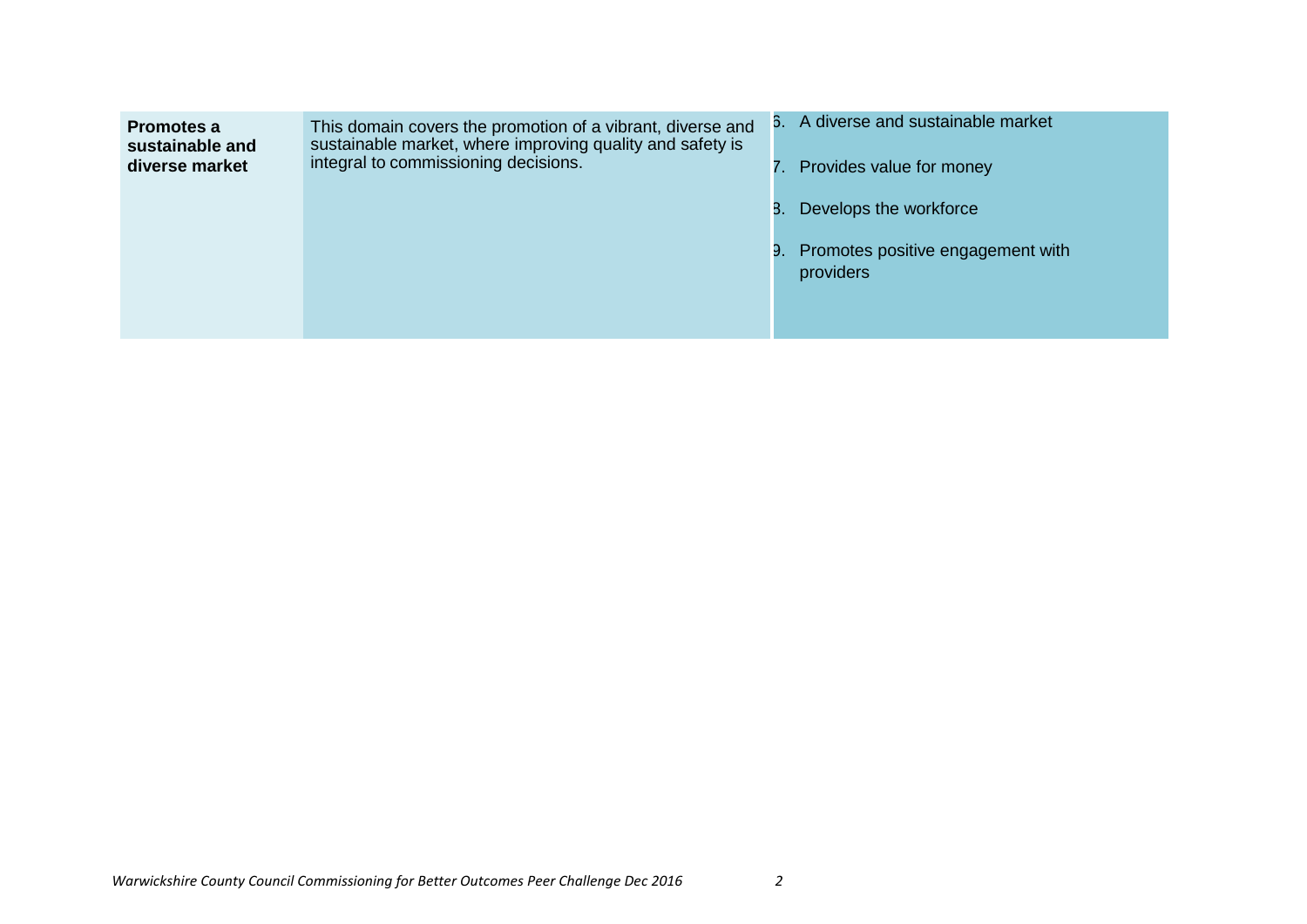| | | |
|---|---|---|
| **Promotes a sustainable and diverse market** | This domain covers the promotion of a vibrant, diverse and sustainable market, where improving quality and safety is integral to commissioning decisions. | 6. A diverse and sustainable market<br><br>7. Provides value for money<br><br>8. Develops the workforce<br><br>9. Promotes positive engagement with providers |